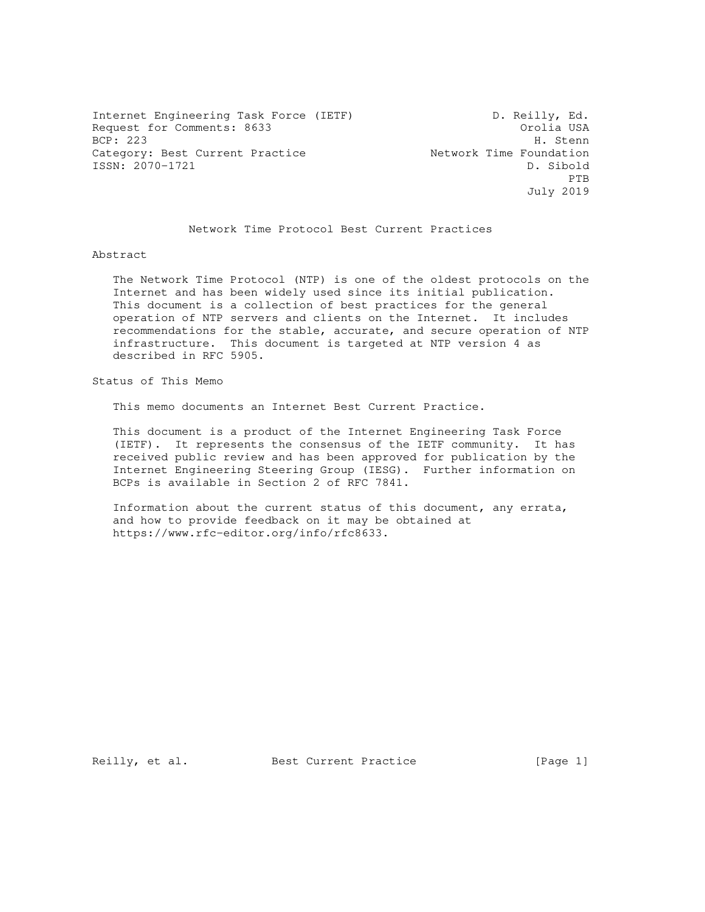Internet Engineering Task Force (IETF)  
Request for Comments: 8633  
BCP: 223  
Category: Best Current Practice  
ISSN: 2070-1721

D. Reilly, Ed.  
Orolia USA  
H. Stenn  
Network Time Foundation  
D. Sibold  
PTB  
July 2019

# Network Time Protocol Best Current Practices

## Abstract

The Network Time Protocol (NTP) is one of the oldest protocols on the Internet and has been widely used since its initial publication. This document is a collection of best practices for the general operation of NTP servers and clients on the Internet. It includes recommendations for the stable, accurate, and secure operation of NTP infrastructure. This document is targeted at NTP version 4 as described in RFC 5905.

## Status of This Memo

This memo documents an Internet Best Current Practice.

This document is a product of the Internet Engineering Task Force (IETF). It represents the consensus of the IETF community. It has received public review and has been approved for publication by the Internet Engineering Steering Group (IESG). Further information on BCPs is available in Section 2 of RFC 7841.

Information about the current status of this document, any errata, and how to provide feedback on it may be obtained at https://www.rfc-editor.org/info/rfc8633.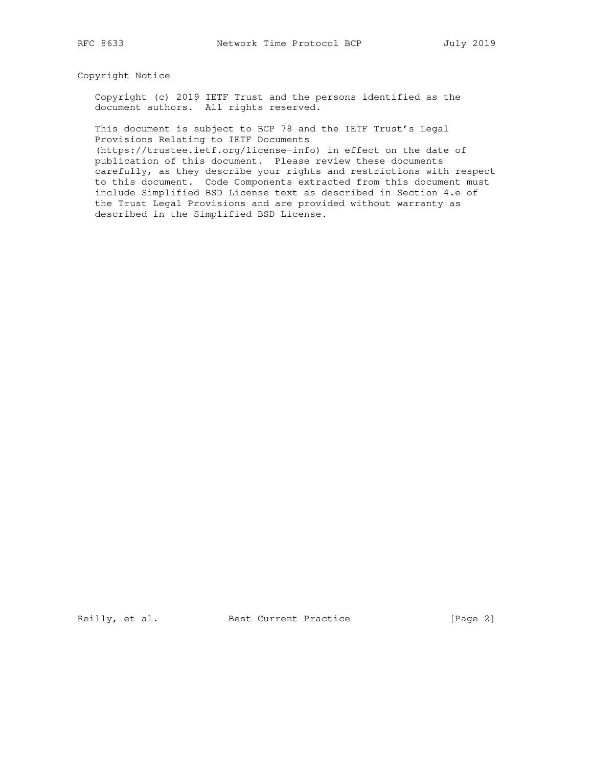## Copyright Notice

Copyright (c) 2019 IETF Trust and the persons identified as the document authors. All rights reserved.

This document is subject to BCP 78 and the IETF Trust's Legal Provisions Relating to IETF Documents (https://trustee.ietf.org/license-info) in effect on the date of publication of this document. Please review these documents carefully, as they describe your rights and restrictions with respect to this document. Code Components extracted from this document must include Simplified BSD License text as described in Section 4.e of the Trust Legal Provisions and are provided without warranty as described in the Simplified BSD License.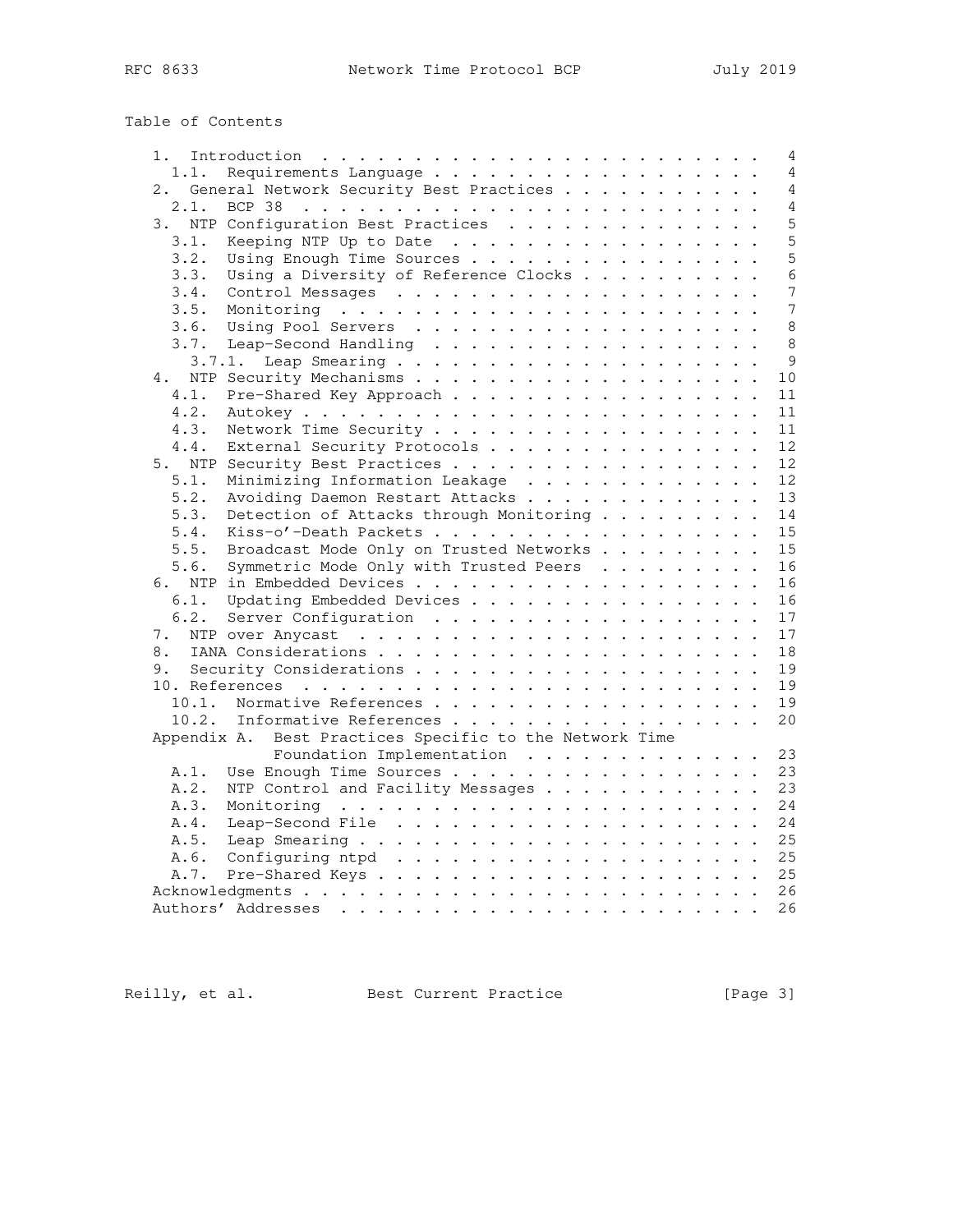# Table of Contents

```
   1.  Introduction  . . . . . . . . . . . . . . . . . . . . . . . .   4
     1.1.  Requirements Language . . . . . . . . . . . . . . . . . .   4
   2.  General Network Security Best Practices . . . . . . . . . . .   4
     2.1.  BCP 38  . . . . . . . . . . . . . . . . . . . . . . . . .   4
   3.  NTP Configuration Best Practices  . . . . . . . . . . . . . .   5
     3.1.  Keeping NTP Up to Date  . . . . . . . . . . . . . . . . .   5
     3.2.  Using Enough Time Sources . . . . . . . . . . . . . . . .   5
     3.3.  Using a Diversity of Reference Clocks . . . . . . . . . .   6
     3.4.  Control Messages  . . . . . . . . . . . . . . . . . . . .   7
     3.5.  Monitoring  . . . . . . . . . . . . . . . . . . . . . . .   7
     3.6.  Using Pool Servers  . . . . . . . . . . . . . . . . . . .   8
     3.7.  Leap-Second Handling  . . . . . . . . . . . . . . . . . .   8
       3.7.1.  Leap Smearing . . . . . . . . . . . . . . . . . . . .   9
   4.  NTP Security Mechanisms . . . . . . . . . . . . . . . . . . .  10
     4.1.  Pre-Shared Key Approach . . . . . . . . . . . . . . . . .  11
     4.2.  Autokey . . . . . . . . . . . . . . . . . . . . . . . . .  11
     4.3.  Network Time Security . . . . . . . . . . . . . . . . . .  11
     4.4.  External Security Protocols . . . . . . . . . . . . . . .  12
   5.  NTP Security Best Practices . . . . . . . . . . . . . . . . .  12
     5.1.  Minimizing Information Leakage  . . . . . . . . . . . . .  12
     5.2.  Avoiding Daemon Restart Attacks . . . . . . . . . . . . .  13
     5.3.  Detection of Attacks through Monitoring . . . . . . . . .  14
     5.4.  Kiss-o'-Death Packets . . . . . . . . . . . . . . . . . .  15
     5.5.  Broadcast Mode Only on Trusted Networks . . . . . . . . .  15
     5.6.  Symmetric Mode Only with Trusted Peers  . . . . . . . . .  16
   6.  NTP in Embedded Devices . . . . . . . . . . . . . . . . . . .  16
     6.1.  Updating Embedded Devices . . . . . . . . . . . . . . . .  16
     6.2.  Server Configuration  . . . . . . . . . . . . . . . . . .  17
   7.  NTP over Anycast  . . . . . . . . . . . . . . . . . . . . . .  17
   8.  IANA Considerations . . . . . . . . . . . . . . . . . . . . .  18
   9.  Security Considerations . . . . . . . . . . . . . . . . . . .  19
   10. References  . . . . . . . . . . . . . . . . . . . . . . . . .  19
     10.1.  Normative References . . . . . . . . . . . . . . . . . .  19
     10.2.  Informative References . . . . . . . . . . . . . . . . .  20
   Appendix A.  Best Practices Specific to the Network Time
                Foundation Implementation  . . . . . . . . . . . . .  23
     A.1.  Use Enough Time Sources . . . . . . . . . . . . . . . . .  23
     A.2.  NTP Control and Facility Messages . . . . . . . . . . . .  23
     A.3.  Monitoring  . . . . . . . . . . . . . . . . . . . . . . .  24
     A.4.  Leap-Second File  . . . . . . . . . . . . . . . . . . . .  24
     A.5.  Leap Smearing . . . . . . . . . . . . . . . . . . . . . .  25
     A.6.  Configuring ntpd  . . . . . . . . . . . . . . . . . . . .  25
     A.7.  Pre-Shared Keys . . . . . . . . . . . . . . . . . . . . .  25
   Acknowledgments . . . . . . . . . . . . . . . . . . . . . . . . .  26
   Authors' Addresses  . . . . . . . . . . . . . . . . . . . . . . .  26
```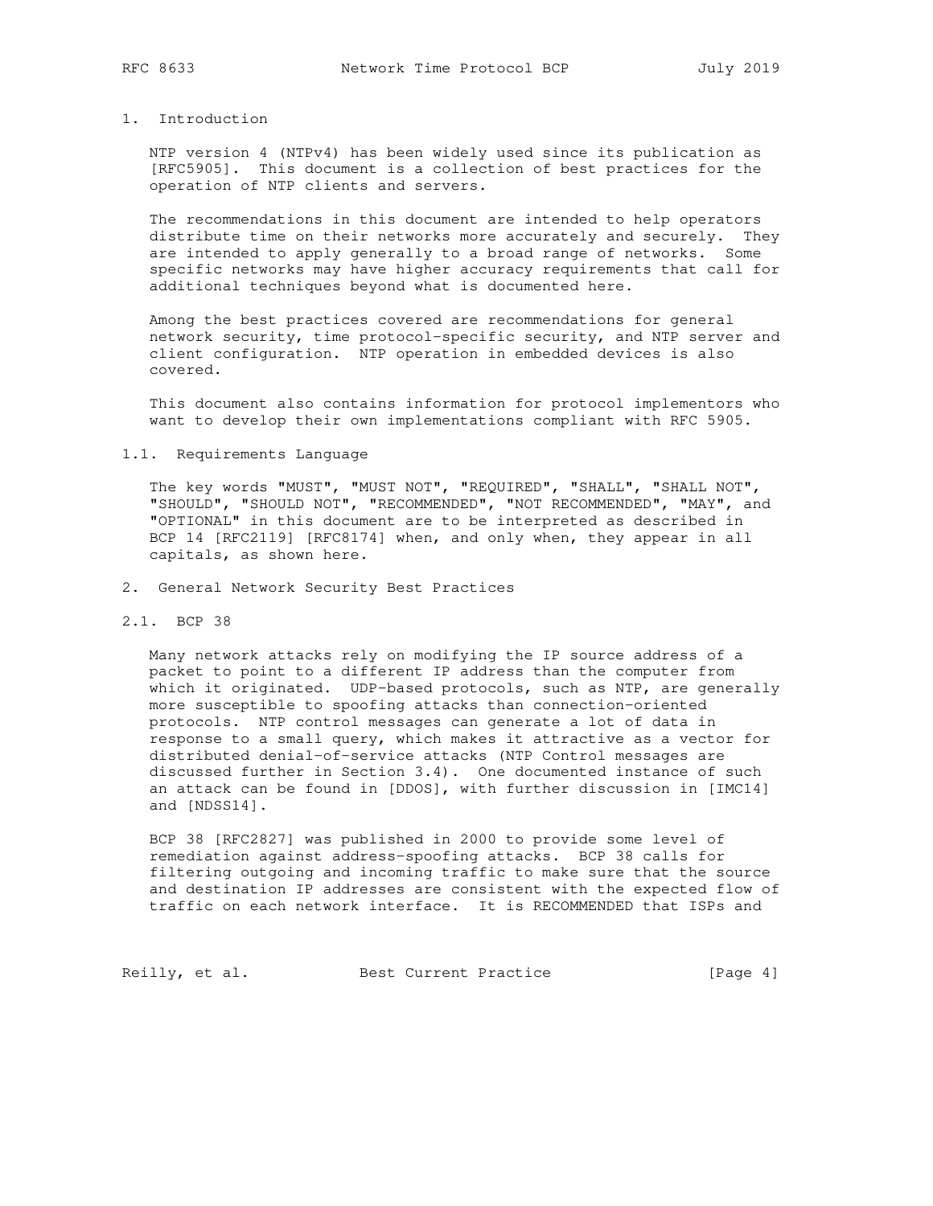# 1. Introduction

NTP version 4 (NTPv4) has been widely used since its publication as [RFC5905]. This document is a collection of best practices for the operation of NTP clients and servers.

The recommendations in this document are intended to help operators distribute time on their networks more accurately and securely. They are intended to apply generally to a broad range of networks. Some specific networks may have higher accuracy requirements that call for additional techniques beyond what is documented here.

Among the best practices covered are recommendations for general network security, time protocol-specific security, and NTP server and client configuration. NTP operation in embedded devices is also covered.

This document also contains information for protocol implementors who want to develop their own implementations compliant with RFC 5905.

## 1.1. Requirements Language

The key words "MUST", "MUST NOT", "REQUIRED", "SHALL", "SHALL NOT", "SHOULD", "SHOULD NOT", "RECOMMENDED", "NOT RECOMMENDED", "MAY", and "OPTIONAL" in this document are to be interpreted as described in BCP 14 [RFC2119] [RFC8174] when, and only when, they appear in all capitals, as shown here.

# 2. General Network Security Best Practices

## 2.1. BCP 38

Many network attacks rely on modifying the IP source address of a packet to point to a different IP address than the computer from which it originated. UDP-based protocols, such as NTP, are generally more susceptible to spoofing attacks than connection-oriented protocols. NTP control messages can generate a lot of data in response to a small query, which makes it attractive as a vector for distributed denial-of-service attacks (NTP Control messages are discussed further in Section 3.4). One documented instance of such an attack can be found in [DDOS], with further discussion in [IMC14] and [NDSS14].

BCP 38 [RFC2827] was published in 2000 to provide some level of remediation against address-spoofing attacks. BCP 38 calls for filtering outgoing and incoming traffic to make sure that the source and destination IP addresses are consistent with the expected flow of traffic on each network interface. It is RECOMMENDED that ISPs and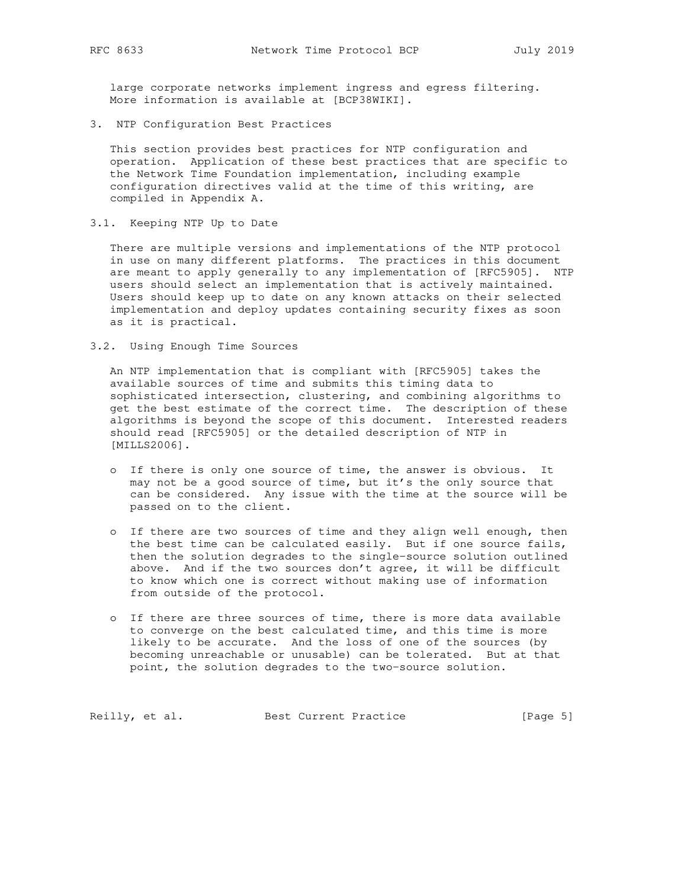large corporate networks implement ingress and egress filtering. More information is available at [BCP38WIKI].

## 3. NTP Configuration Best Practices

This section provides best practices for NTP configuration and operation. Application of these best practices that are specific to the Network Time Foundation implementation, including example configuration directives valid at the time of this writing, are compiled in Appendix A.

### 3.1. Keeping NTP Up to Date

There are multiple versions and implementations of the NTP protocol in use on many different platforms. The practices in this document are meant to apply generally to any implementation of [RFC5905]. NTP users should select an implementation that is actively maintained. Users should keep up to date on any known attacks on their selected implementation and deploy updates containing security fixes as soon as it is practical.

### 3.2. Using Enough Time Sources

An NTP implementation that is compliant with [RFC5905] takes the available sources of time and submits this timing data to sophisticated intersection, clustering, and combining algorithms to get the best estimate of the correct time. The description of these algorithms is beyond the scope of this document. Interested readers should read [RFC5905] or the detailed description of NTP in [MILLS2006].

- If there is only one source of time, the answer is obvious. It may not be a good source of time, but it's the only source that can be considered. Any issue with the time at the source will be passed on to the client.

- If there are two sources of time and they align well enough, then the best time can be calculated easily. But if one source fails, then the solution degrades to the single-source solution outlined above. And if the two sources don't agree, it will be difficult to know which one is correct without making use of information from outside of the protocol.

- If there are three sources of time, there is more data available to converge on the best calculated time, and this time is more likely to be accurate. And the loss of one of the sources (by becoming unreachable or unusable) can be tolerated. But at that point, the solution degrades to the two-source solution.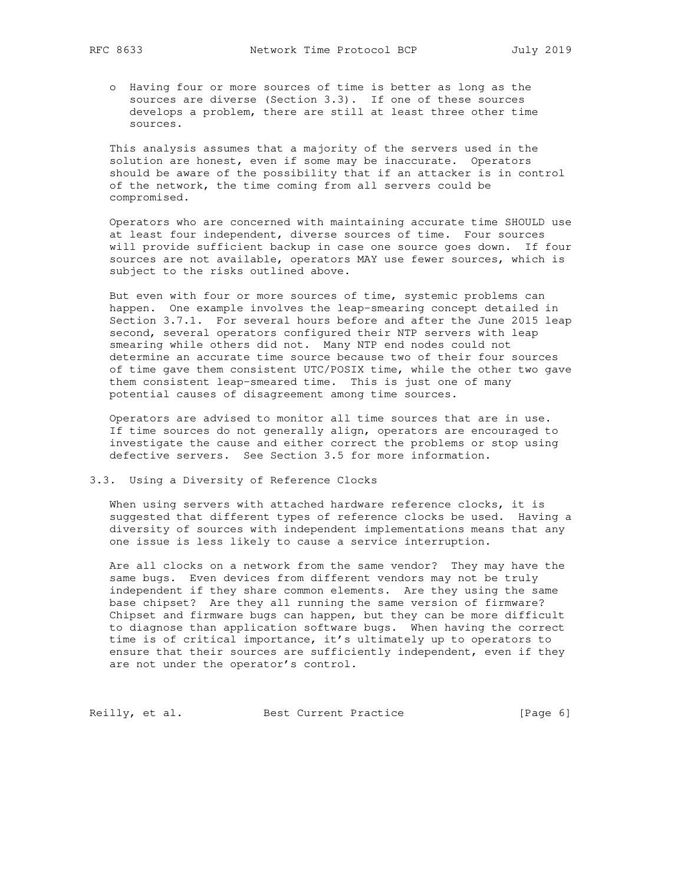- Having four or more sources of time is better as long as the sources are diverse (Section 3.3). If one of these sources develops a problem, there are still at least three other time sources.

This analysis assumes that a majority of the servers used in the solution are honest, even if some may be inaccurate. Operators should be aware of the possibility that if an attacker is in control of the network, the time coming from all servers could be compromised.

Operators who are concerned with maintaining accurate time SHOULD use at least four independent, diverse sources of time. Four sources will provide sufficient backup in case one source goes down. If four sources are not available, operators MAY use fewer sources, which is subject to the risks outlined above.

But even with four or more sources of time, systemic problems can happen. One example involves the leap-smearing concept detailed in Section 3.7.1. For several hours before and after the June 2015 leap second, several operators configured their NTP servers with leap smearing while others did not. Many NTP end nodes could not determine an accurate time source because two of their four sources of time gave them consistent UTC/POSIX time, while the other two gave them consistent leap-smeared time. This is just one of many potential causes of disagreement among time sources.

Operators are advised to monitor all time sources that are in use. If time sources do not generally align, operators are encouraged to investigate the cause and either correct the problems or stop using defective servers. See Section 3.5 for more information.

### 3.3. Using a Diversity of Reference Clocks

When using servers with attached hardware reference clocks, it is suggested that different types of reference clocks be used. Having a diversity of sources with independent implementations means that any one issue is less likely to cause a service interruption.

Are all clocks on a network from the same vendor? They may have the same bugs. Even devices from different vendors may not be truly independent if they share common elements. Are they using the same base chipset? Are they all running the same version of firmware? Chipset and firmware bugs can happen, but they can be more difficult to diagnose than application software bugs. When having the correct time is of critical importance, it's ultimately up to operators to ensure that their sources are sufficiently independent, even if they are not under the operator's control.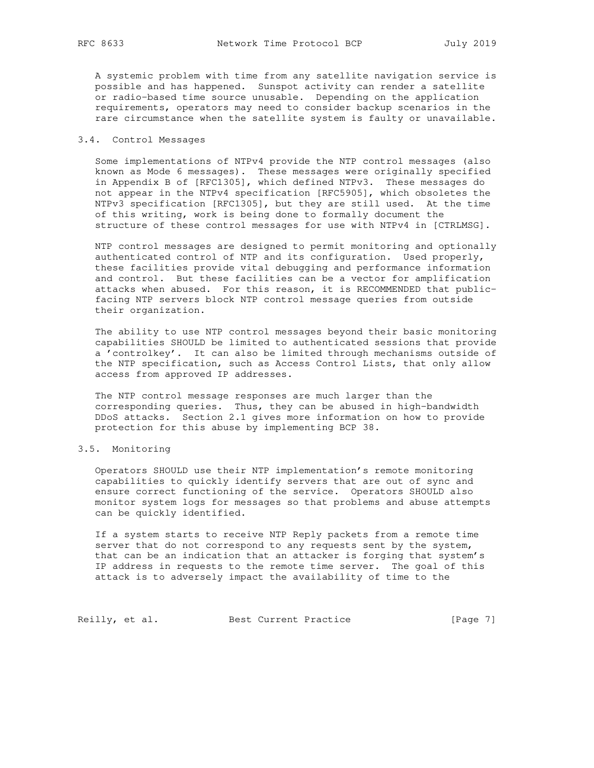A systemic problem with time from any satellite navigation service is possible and has happened. Sunspot activity can render a satellite or radio-based time source unusable. Depending on the application requirements, operators may need to consider backup scenarios in the rare circumstance when the satellite system is faulty or unavailable.

### 3.4. Control Messages

Some implementations of NTPv4 provide the NTP control messages (also known as Mode 6 messages). These messages were originally specified in Appendix B of [RFC1305], which defined NTPv3. These messages do not appear in the NTPv4 specification [RFC5905], which obsoletes the NTPv3 specification [RFC1305], but they are still used. At the time of this writing, work is being done to formally document the structure of these control messages for use with NTPv4 in [CTRLMSG].

NTP control messages are designed to permit monitoring and optionally authenticated control of NTP and its configuration. Used properly, these facilities provide vital debugging and performance information and control. But these facilities can be a vector for amplification attacks when abused. For this reason, it is RECOMMENDED that public-facing NTP servers block NTP control message queries from outside their organization.

The ability to use NTP control messages beyond their basic monitoring capabilities SHOULD be limited to authenticated sessions that provide a 'controlkey'. It can also be limited through mechanisms outside of the NTP specification, such as Access Control Lists, that only allow access from approved IP addresses.

The NTP control message responses are much larger than the corresponding queries. Thus, they can be abused in high-bandwidth DDoS attacks. Section 2.1 gives more information on how to provide protection for this abuse by implementing BCP 38.

### 3.5. Monitoring

Operators SHOULD use their NTP implementation's remote monitoring capabilities to quickly identify servers that are out of sync and ensure correct functioning of the service. Operators SHOULD also monitor system logs for messages so that problems and abuse attempts can be quickly identified.

If a system starts to receive NTP Reply packets from a remote time server that do not correspond to any requests sent by the system, that can be an indication that an attacker is forging that system's IP address in requests to the remote time server. The goal of this attack is to adversely impact the availability of time to the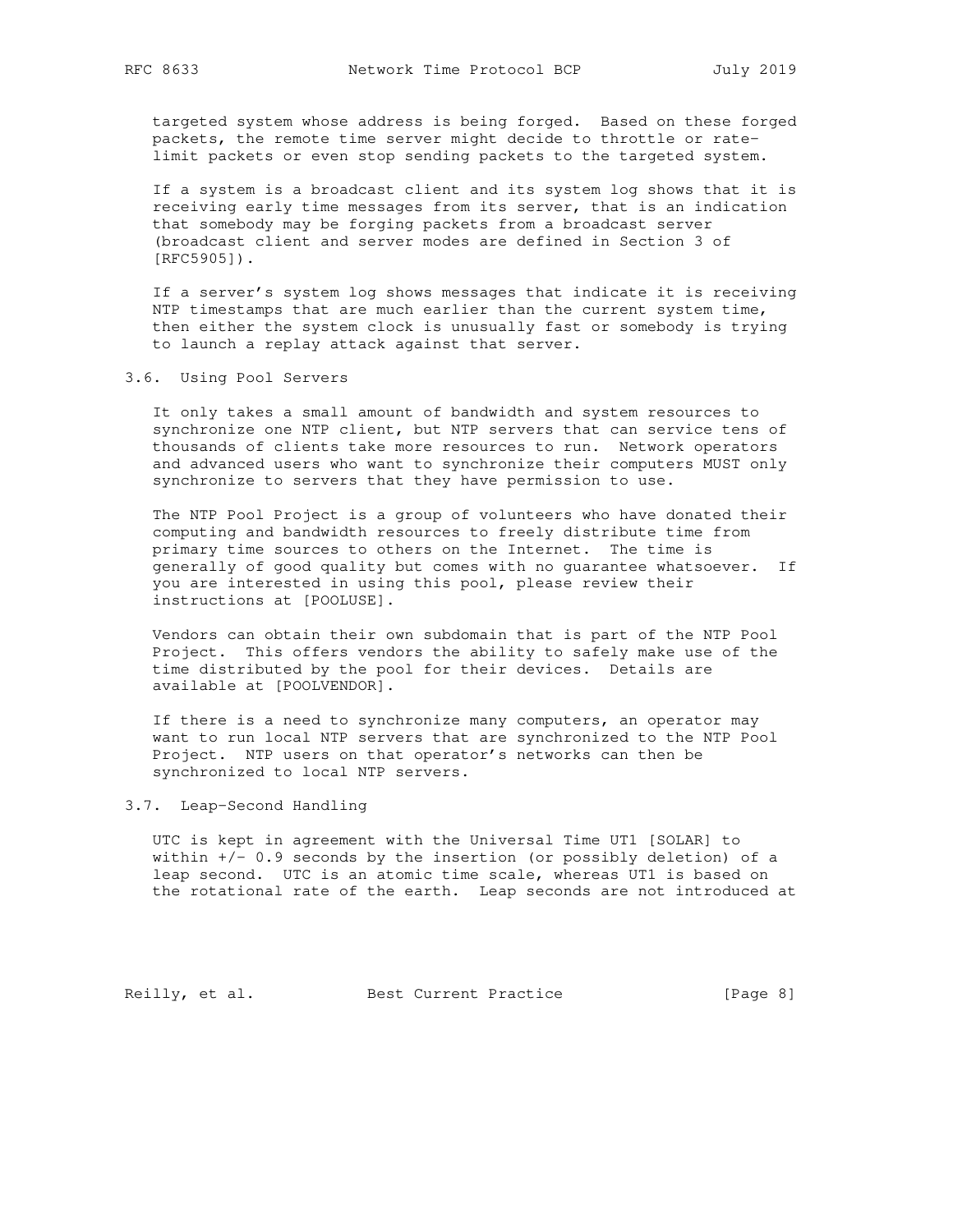targeted system whose address is being forged. Based on these forged packets, the remote time server might decide to throttle or rate-limit packets or even stop sending packets to the targeted system.

If a system is a broadcast client and its system log shows that it is receiving early time messages from its server, that is an indication that somebody may be forging packets from a broadcast server (broadcast client and server modes are defined in Section 3 of [RFC5905]).

If a server's system log shows messages that indicate it is receiving NTP timestamps that are much earlier than the current system time, then either the system clock is unusually fast or somebody is trying to launch a replay attack against that server.

### 3.6. Using Pool Servers

It only takes a small amount of bandwidth and system resources to synchronize one NTP client, but NTP servers that can service tens of thousands of clients take more resources to run. Network operators and advanced users who want to synchronize their computers MUST only synchronize to servers that they have permission to use.

The NTP Pool Project is a group of volunteers who have donated their computing and bandwidth resources to freely distribute time from primary time sources to others on the Internet. The time is generally of good quality but comes with no guarantee whatsoever. If you are interested in using this pool, please review their instructions at [POOLUSE].

Vendors can obtain their own subdomain that is part of the NTP Pool Project. This offers vendors the ability to safely make use of the time distributed by the pool for their devices. Details are available at [POOLVENDOR].

If there is a need to synchronize many computers, an operator may want to run local NTP servers that are synchronized to the NTP Pool Project. NTP users on that operator's networks can then be synchronized to local NTP servers.

### 3.7. Leap-Second Handling

UTC is kept in agreement with the Universal Time UT1 [SOLAR] to within +/- 0.9 seconds by the insertion (or possibly deletion) of a leap second. UTC is an atomic time scale, whereas UT1 is based on the rotational rate of the earth. Leap seconds are not introduced at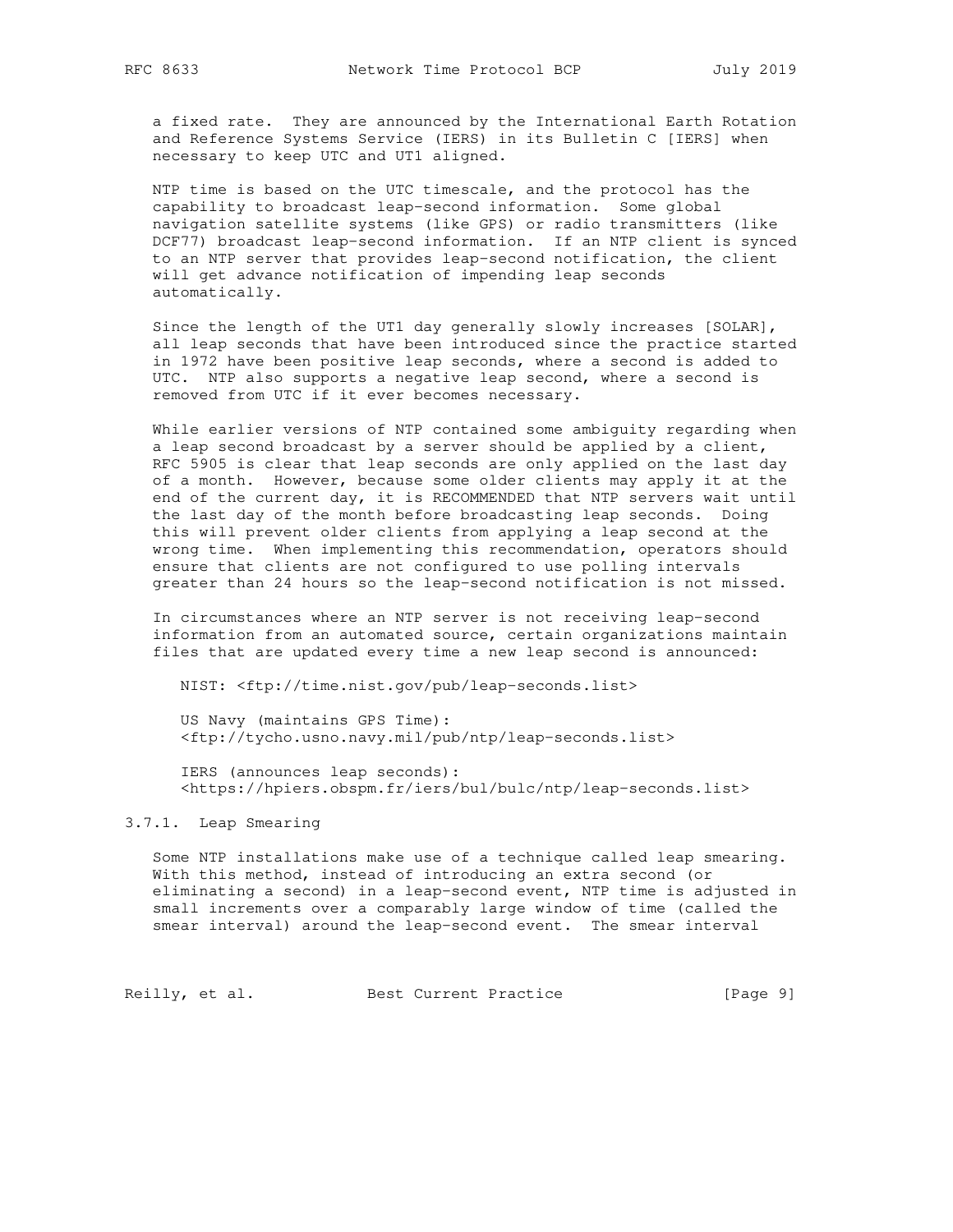a fixed rate. They are announced by the International Earth Rotation and Reference Systems Service (IERS) in its Bulletin C [IERS] when necessary to keep UTC and UT1 aligned.

NTP time is based on the UTC timescale, and the protocol has the capability to broadcast leap-second information. Some global navigation satellite systems (like GPS) or radio transmitters (like DCF77) broadcast leap-second information. If an NTP client is synced to an NTP server that provides leap-second notification, the client will get advance notification of impending leap seconds automatically.

Since the length of the UT1 day generally slowly increases [SOLAR], all leap seconds that have been introduced since the practice started in 1972 have been positive leap seconds, where a second is added to UTC. NTP also supports a negative leap second, where a second is removed from UTC if it ever becomes necessary.

While earlier versions of NTP contained some ambiguity regarding when a leap second broadcast by a server should be applied by a client, RFC 5905 is clear that leap seconds are only applied on the last day of a month. However, because some older clients may apply it at the end of the current day, it is RECOMMENDED that NTP servers wait until the last day of the month before broadcasting leap seconds. Doing this will prevent older clients from applying a leap second at the wrong time. When implementing this recommendation, operators should ensure that clients are not configured to use polling intervals greater than 24 hours so the leap-second notification is not missed.

In circumstances where an NTP server is not receiving leap-second information from an automated source, certain organizations maintain files that are updated every time a new leap second is announced:

NIST: <ftp://time.nist.gov/pub/leap-seconds.list>

US Navy (maintains GPS Time):
<ftp://tycho.usno.navy.mil/pub/ntp/leap-seconds.list>

IERS (announces leap seconds):
<https://hpiers.obspm.fr/iers/bul/bulc/ntp/leap-seconds.list>

### 3.7.1. Leap Smearing

Some NTP installations make use of a technique called leap smearing. With this method, instead of introducing an extra second (or eliminating a second) in a leap-second event, NTP time is adjusted in small increments over a comparably large window of time (called the smear interval) around the leap-second event. The smear interval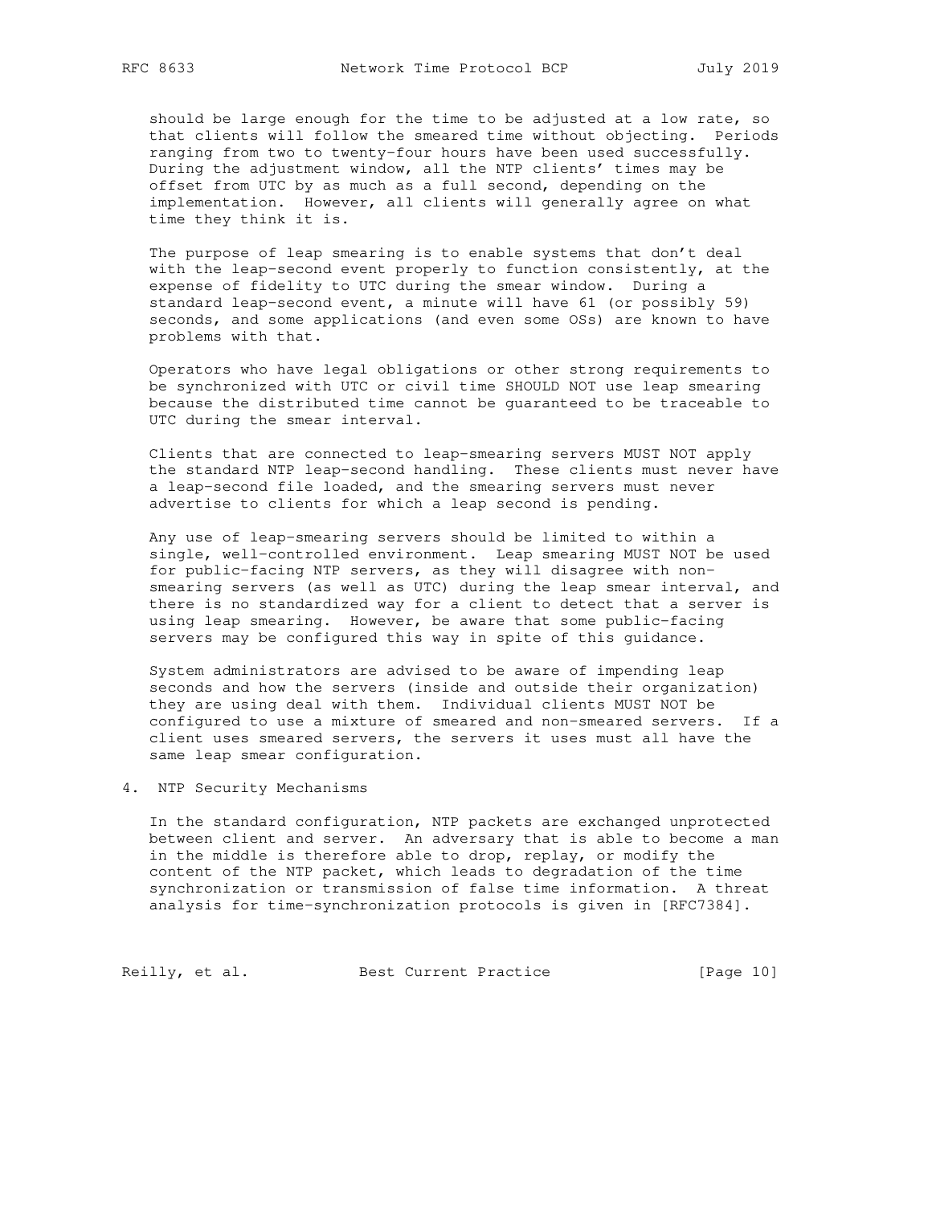should be large enough for the time to be adjusted at a low rate, so that clients will follow the smeared time without objecting. Periods ranging from two to twenty-four hours have been used successfully. During the adjustment window, all the NTP clients' times may be offset from UTC by as much as a full second, depending on the implementation. However, all clients will generally agree on what time they think it is.

The purpose of leap smearing is to enable systems that don't deal with the leap-second event properly to function consistently, at the expense of fidelity to UTC during the smear window. During a standard leap-second event, a minute will have 61 (or possibly 59) seconds, and some applications (and even some OSs) are known to have problems with that.

Operators who have legal obligations or other strong requirements to be synchronized with UTC or civil time SHOULD NOT use leap smearing because the distributed time cannot be guaranteed to be traceable to UTC during the smear interval.

Clients that are connected to leap-smearing servers MUST NOT apply the standard NTP leap-second handling. These clients must never have a leap-second file loaded, and the smearing servers must never advertise to clients for which a leap second is pending.

Any use of leap-smearing servers should be limited to within a single, well-controlled environment. Leap smearing MUST NOT be used for public-facing NTP servers, as they will disagree with non-smearing servers (as well as UTC) during the leap smear interval, and there is no standardized way for a client to detect that a server is using leap smearing. However, be aware that some public-facing servers may be configured this way in spite of this guidance.

System administrators are advised to be aware of impending leap seconds and how the servers (inside and outside their organization) they are using deal with them. Individual clients MUST NOT be configured to use a mixture of smeared and non-smeared servers. If a client uses smeared servers, the servers it uses must all have the same leap smear configuration.

## 4. NTP Security Mechanisms

In the standard configuration, NTP packets are exchanged unprotected between client and server. An adversary that is able to become a man in the middle is therefore able to drop, replay, or modify the content of the NTP packet, which leads to degradation of the time synchronization or transmission of false time information. A threat analysis for time-synchronization protocols is given in [RFC7384].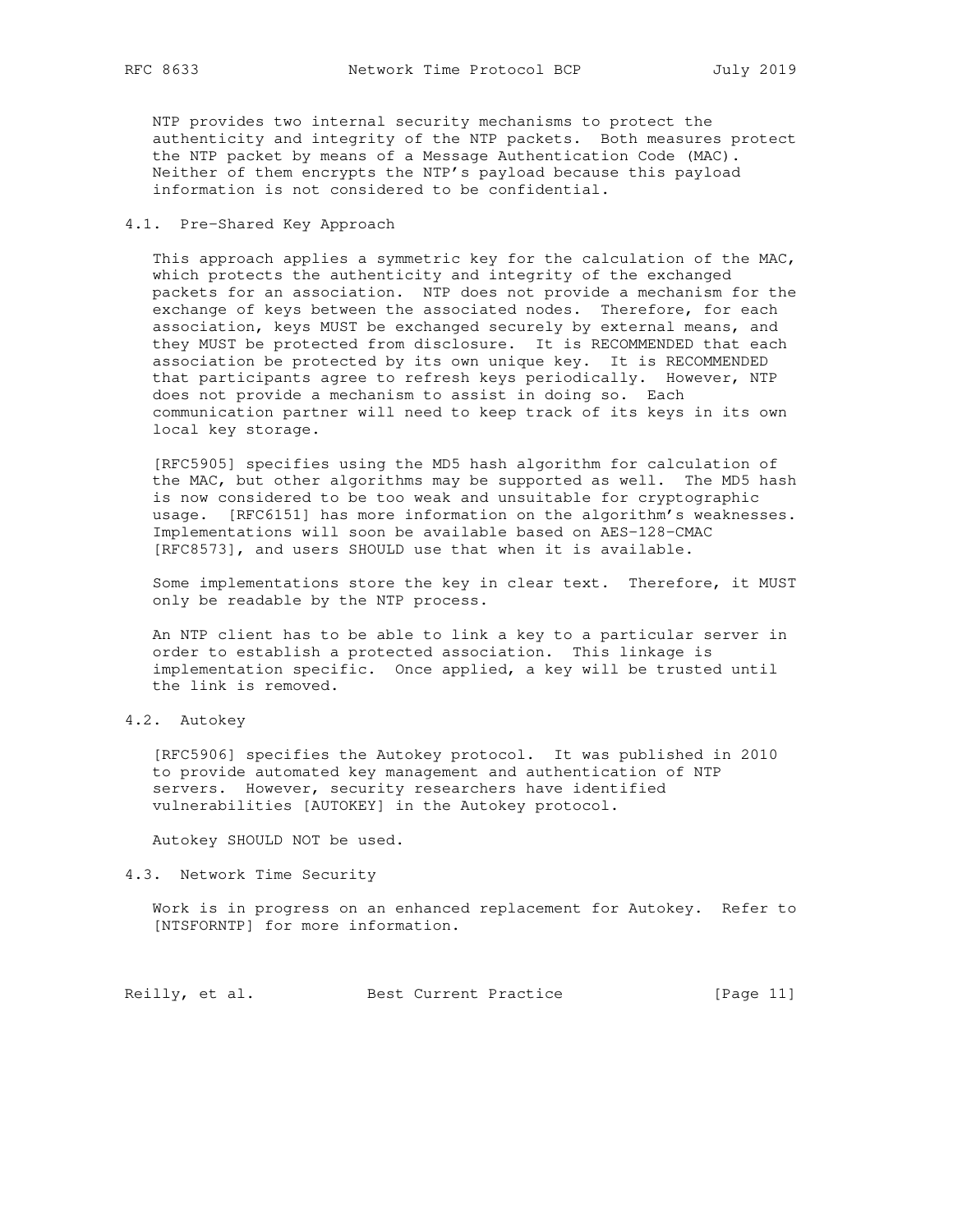NTP provides two internal security mechanisms to protect the authenticity and integrity of the NTP packets. Both measures protect the NTP packet by means of a Message Authentication Code (MAC). Neither of them encrypts the NTP's payload because this payload information is not considered to be confidential.

### 4.1. Pre-Shared Key Approach

This approach applies a symmetric key for the calculation of the MAC, which protects the authenticity and integrity of the exchanged packets for an association. NTP does not provide a mechanism for the exchange of keys between the associated nodes. Therefore, for each association, keys MUST be exchanged securely by external means, and they MUST be protected from disclosure. It is RECOMMENDED that each association be protected by its own unique key. It is RECOMMENDED that participants agree to refresh keys periodically. However, NTP does not provide a mechanism to assist in doing so. Each communication partner will need to keep track of its keys in its own local key storage.

[RFC5905] specifies using the MD5 hash algorithm for calculation of the MAC, but other algorithms may be supported as well. The MD5 hash is now considered to be too weak and unsuitable for cryptographic usage. [RFC6151] has more information on the algorithm's weaknesses. Implementations will soon be available based on AES-128-CMAC [RFC8573], and users SHOULD use that when it is available.

Some implementations store the key in clear text. Therefore, it MUST only be readable by the NTP process.

An NTP client has to be able to link a key to a particular server in order to establish a protected association. This linkage is implementation specific. Once applied, a key will be trusted until the link is removed.

### 4.2. Autokey

[RFC5906] specifies the Autokey protocol. It was published in 2010 to provide automated key management and authentication of NTP servers. However, security researchers have identified vulnerabilities [AUTOKEY] in the Autokey protocol.

Autokey SHOULD NOT be used.

### 4.3. Network Time Security

Work is in progress on an enhanced replacement for Autokey. Refer to [NTSFORNTP] for more information.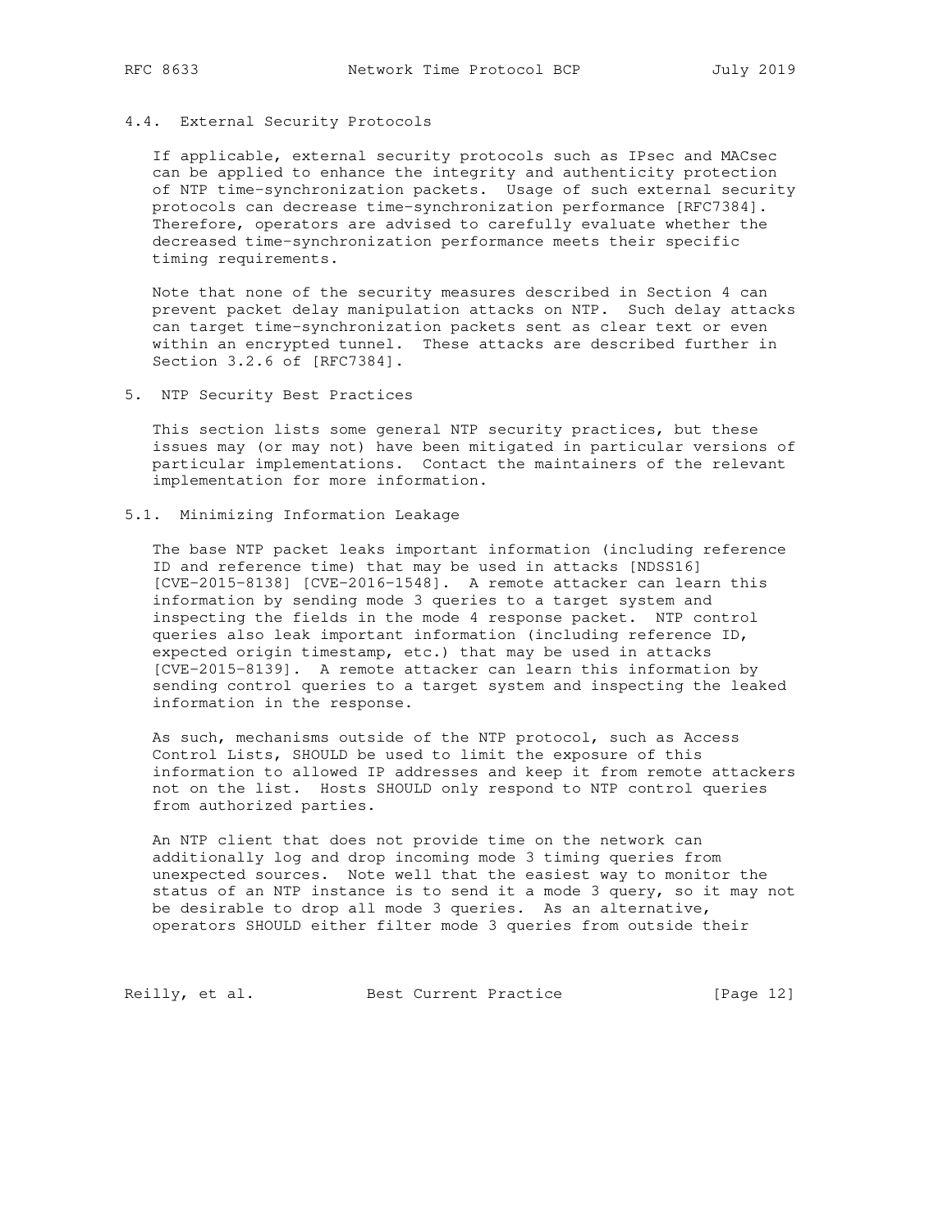### 4.4. External Security Protocols

If applicable, external security protocols such as IPsec and MACsec can be applied to enhance the integrity and authenticity protection of NTP time-synchronization packets. Usage of such external security protocols can decrease time-synchronization performance [RFC7384]. Therefore, operators are advised to carefully evaluate whether the decreased time-synchronization performance meets their specific timing requirements.

Note that none of the security measures described in Section 4 can prevent packet delay manipulation attacks on NTP. Such delay attacks can target time-synchronization packets sent as clear text or even within an encrypted tunnel. These attacks are described further in Section 3.2.6 of [RFC7384].

## 5. NTP Security Best Practices

This section lists some general NTP security practices, but these issues may (or may not) have been mitigated in particular versions of particular implementations. Contact the maintainers of the relevant implementation for more information.

### 5.1. Minimizing Information Leakage

The base NTP packet leaks important information (including reference ID and reference time) that may be used in attacks [NDSS16] [CVE-2015-8138] [CVE-2016-1548]. A remote attacker can learn this information by sending mode 3 queries to a target system and inspecting the fields in the mode 4 response packet. NTP control queries also leak important information (including reference ID, expected origin timestamp, etc.) that may be used in attacks [CVE-2015-8139]. A remote attacker can learn this information by sending control queries to a target system and inspecting the leaked information in the response.

As such, mechanisms outside of the NTP protocol, such as Access Control Lists, SHOULD be used to limit the exposure of this information to allowed IP addresses and keep it from remote attackers not on the list. Hosts SHOULD only respond to NTP control queries from authorized parties.

An NTP client that does not provide time on the network can additionally log and drop incoming mode 3 timing queries from unexpected sources. Note well that the easiest way to monitor the status of an NTP instance is to send it a mode 3 query, so it may not be desirable to drop all mode 3 queries. As an alternative, operators SHOULD either filter mode 3 queries from outside their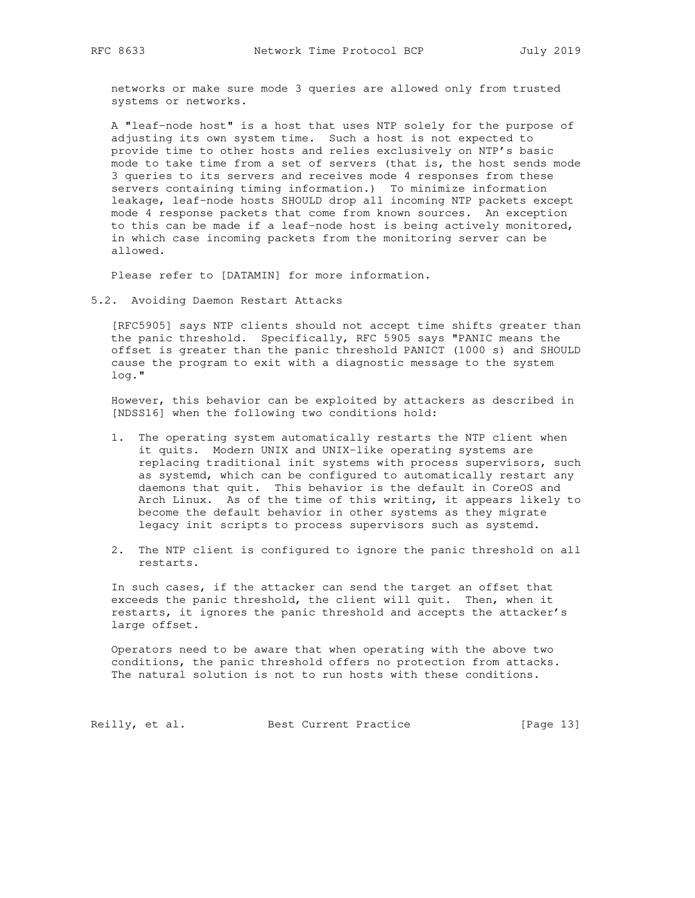networks or make sure mode 3 queries are allowed only from trusted systems or networks.

A "leaf-node host" is a host that uses NTP solely for the purpose of adjusting its own system time. Such a host is not expected to provide time to other hosts and relies exclusively on NTP's basic mode to take time from a set of servers (that is, the host sends mode 3 queries to its servers and receives mode 4 responses from these servers containing timing information.) To minimize information leakage, leaf-node hosts SHOULD drop all incoming NTP packets except mode 4 response packets that come from known sources. An exception to this can be made if a leaf-node host is being actively monitored, in which case incoming packets from the monitoring server can be allowed.

Please refer to [DATAMIN] for more information.

## 5.2. Avoiding Daemon Restart Attacks

[RFC5905] says NTP clients should not accept time shifts greater than the panic threshold. Specifically, RFC 5905 says "PANIC means the offset is greater than the panic threshold PANICT (1000 s) and SHOULD cause the program to exit with a diagnostic message to the system log."

However, this behavior can be exploited by attackers as described in [NDSS16] when the following two conditions hold:

1. The operating system automatically restarts the NTP client when it quits. Modern UNIX and UNIX-like operating systems are replacing traditional init systems with process supervisors, such as systemd, which can be configured to automatically restart any daemons that quit. This behavior is the default in CoreOS and Arch Linux. As of the time of this writing, it appears likely to become the default behavior in other systems as they migrate legacy init scripts to process supervisors such as systemd.

2. The NTP client is configured to ignore the panic threshold on all restarts.

In such cases, if the attacker can send the target an offset that exceeds the panic threshold, the client will quit. Then, when it restarts, it ignores the panic threshold and accepts the attacker's large offset.

Operators need to be aware that when operating with the above two conditions, the panic threshold offers no protection from attacks. The natural solution is not to run hosts with these conditions.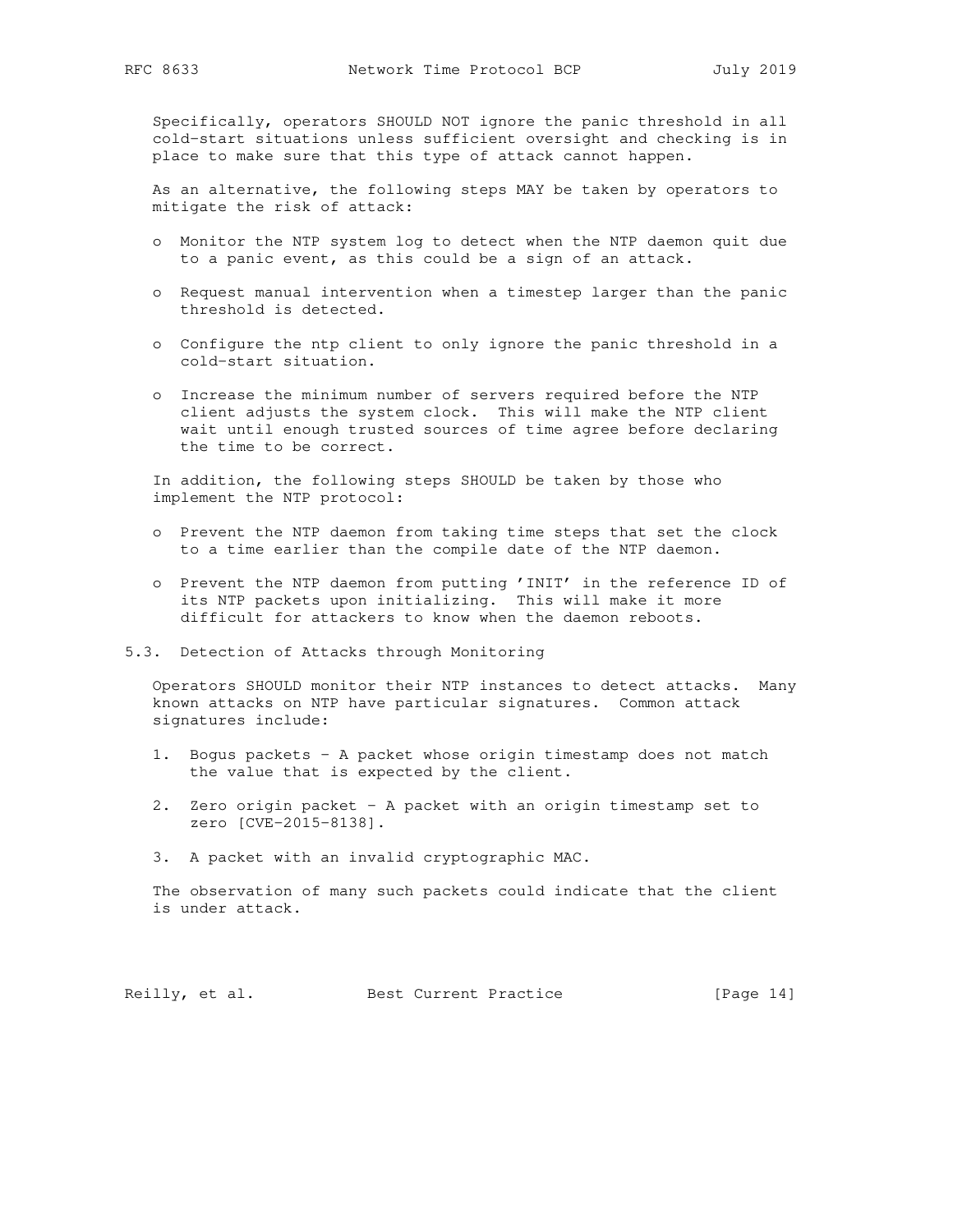Specifically, operators SHOULD NOT ignore the panic threshold in all cold-start situations unless sufficient oversight and checking is in place to make sure that this type of attack cannot happen.

As an alternative, the following steps MAY be taken by operators to mitigate the risk of attack:

- Monitor the NTP system log to detect when the NTP daemon quit due to a panic event, as this could be a sign of an attack.
- Request manual intervention when a timestep larger than the panic threshold is detected.
- Configure the ntp client to only ignore the panic threshold in a cold-start situation.
- Increase the minimum number of servers required before the NTP client adjusts the system clock. This will make the NTP client wait until enough trusted sources of time agree before declaring the time to be correct.

In addition, the following steps SHOULD be taken by those who implement the NTP protocol:

- Prevent the NTP daemon from taking time steps that set the clock to a time earlier than the compile date of the NTP daemon.
- Prevent the NTP daemon from putting 'INIT' in the reference ID of its NTP packets upon initializing. This will make it more difficult for attackers to know when the daemon reboots.

## 5.3. Detection of Attacks through Monitoring

Operators SHOULD monitor their NTP instances to detect attacks. Many known attacks on NTP have particular signatures. Common attack signatures include:

1. Bogus packets - A packet whose origin timestamp does not match the value that is expected by the client.
2. Zero origin packet - A packet with an origin timestamp set to zero [CVE-2015-8138].
3. A packet with an invalid cryptographic MAC.

The observation of many such packets could indicate that the client is under attack.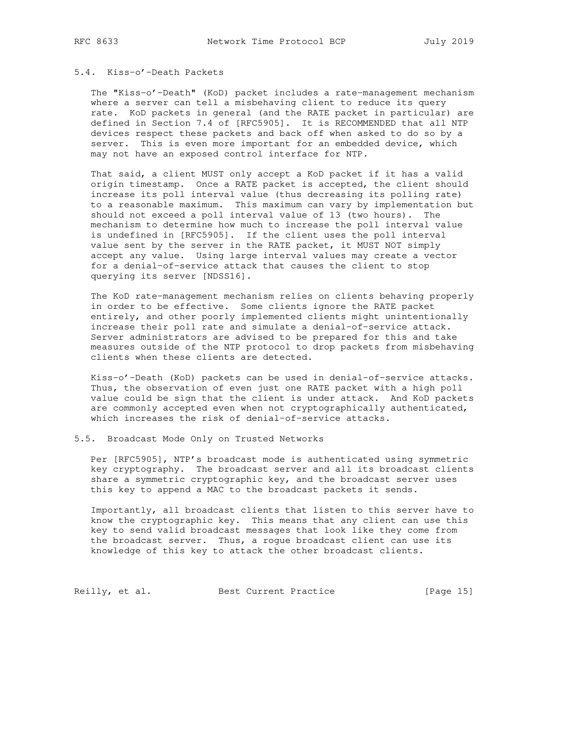### 5.4. Kiss-o'-Death Packets

The "Kiss-o'-Death" (KoD) packet includes a rate-management mechanism where a server can tell a misbehaving client to reduce its query rate. KoD packets in general (and the RATE packet in particular) are defined in Section 7.4 of [RFC5905]. It is RECOMMENDED that all NTP devices respect these packets and back off when asked to do so by a server. This is even more important for an embedded device, which may not have an exposed control interface for NTP.

That said, a client MUST only accept a KoD packet if it has a valid origin timestamp. Once a RATE packet is accepted, the client should increase its poll interval value (thus decreasing its polling rate) to a reasonable maximum. This maximum can vary by implementation but should not exceed a poll interval value of 13 (two hours). The mechanism to determine how much to increase the poll interval value is undefined in [RFC5905]. If the client uses the poll interval value sent by the server in the RATE packet, it MUST NOT simply accept any value. Using large interval values may create a vector for a denial-of-service attack that causes the client to stop querying its server [NDSS16].

The KoD rate-management mechanism relies on clients behaving properly in order to be effective. Some clients ignore the RATE packet entirely, and other poorly implemented clients might unintentionally increase their poll rate and simulate a denial-of-service attack. Server administrators are advised to be prepared for this and take measures outside of the NTP protocol to drop packets from misbehaving clients when these clients are detected.

Kiss-o'-Death (KoD) packets can be used in denial-of-service attacks. Thus, the observation of even just one RATE packet with a high poll value could be sign that the client is under attack. And KoD packets are commonly accepted even when not cryptographically authenticated, which increases the risk of denial-of-service attacks.

### 5.5. Broadcast Mode Only on Trusted Networks

Per [RFC5905], NTP's broadcast mode is authenticated using symmetric key cryptography. The broadcast server and all its broadcast clients share a symmetric cryptographic key, and the broadcast server uses this key to append a MAC to the broadcast packets it sends.

Importantly, all broadcast clients that listen to this server have to know the cryptographic key. This means that any client can use this key to send valid broadcast messages that look like they come from the broadcast server. Thus, a rogue broadcast client can use its knowledge of this key to attack the other broadcast clients.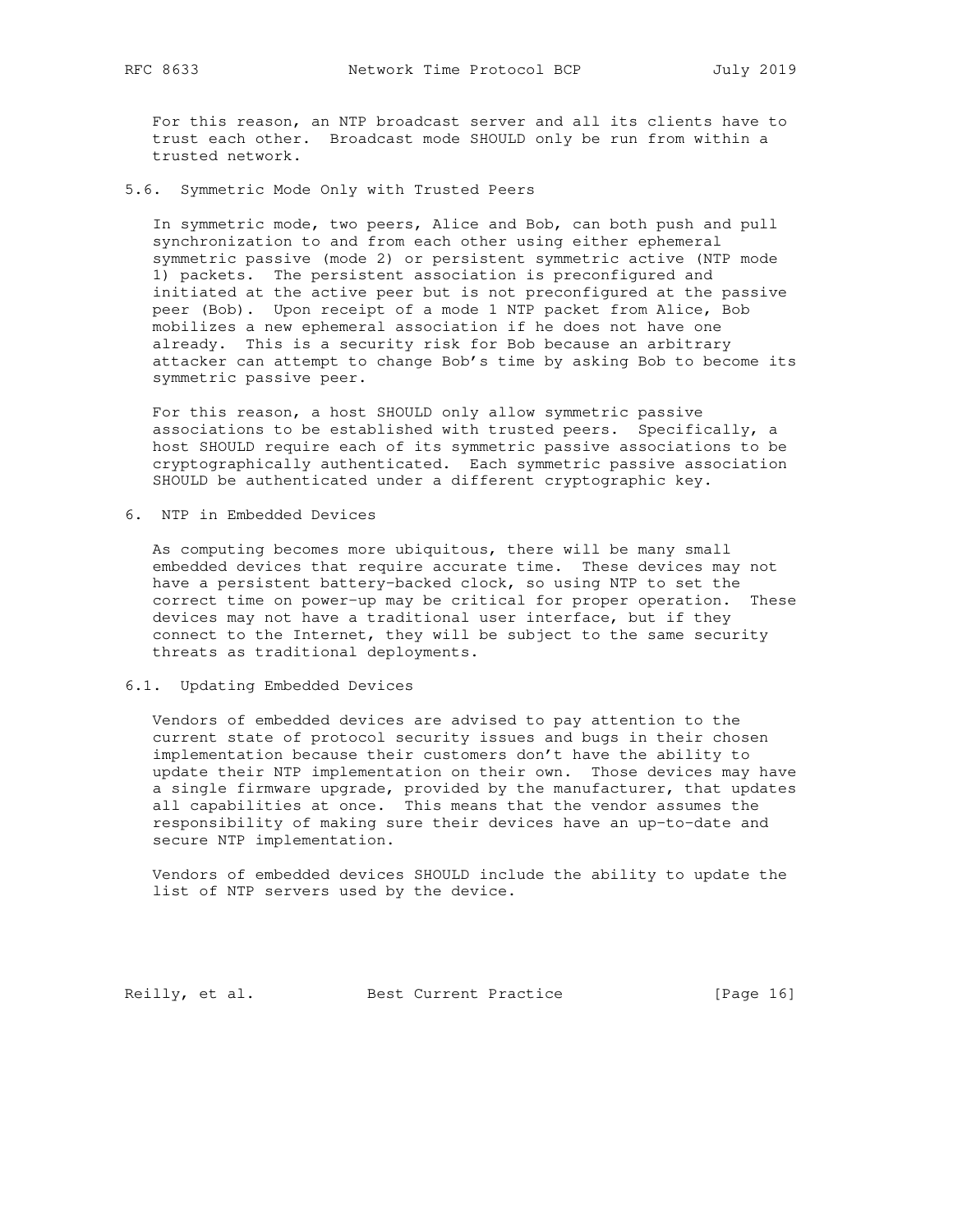For this reason, an NTP broadcast server and all its clients have to trust each other. Broadcast mode SHOULD only be run from within a trusted network.

### 5.6. Symmetric Mode Only with Trusted Peers

In symmetric mode, two peers, Alice and Bob, can both push and pull synchronization to and from each other using either ephemeral symmetric passive (mode 2) or persistent symmetric active (NTP mode 1) packets. The persistent association is preconfigured and initiated at the active peer but is not preconfigured at the passive peer (Bob). Upon receipt of a mode 1 NTP packet from Alice, Bob mobilizes a new ephemeral association if he does not have one already. This is a security risk for Bob because an arbitrary attacker can attempt to change Bob's time by asking Bob to become its symmetric passive peer.

For this reason, a host SHOULD only allow symmetric passive associations to be established with trusted peers. Specifically, a host SHOULD require each of its symmetric passive associations to be cryptographically authenticated. Each symmetric passive association SHOULD be authenticated under a different cryptographic key.

## 6. NTP in Embedded Devices

As computing becomes more ubiquitous, there will be many small embedded devices that require accurate time. These devices may not have a persistent battery-backed clock, so using NTP to set the correct time on power-up may be critical for proper operation. These devices may not have a traditional user interface, but if they connect to the Internet, they will be subject to the same security threats as traditional deployments.

### 6.1. Updating Embedded Devices

Vendors of embedded devices are advised to pay attention to the current state of protocol security issues and bugs in their chosen implementation because their customers don't have the ability to update their NTP implementation on their own. Those devices may have a single firmware upgrade, provided by the manufacturer, that updates all capabilities at once. This means that the vendor assumes the responsibility of making sure their devices have an up-to-date and secure NTP implementation.

Vendors of embedded devices SHOULD include the ability to update the list of NTP servers used by the device.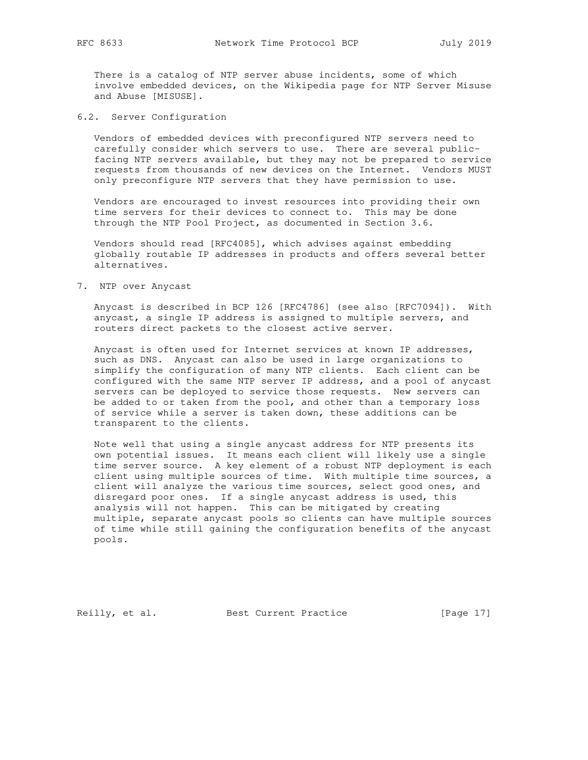There is a catalog of NTP server abuse incidents, some of which involve embedded devices, on the Wikipedia page for NTP Server Misuse and Abuse [MISUSE].

### 6.2. Server Configuration

Vendors of embedded devices with preconfigured NTP servers need to carefully consider which servers to use. There are several public-facing NTP servers available, but they may not be prepared to service requests from thousands of new devices on the Internet. Vendors MUST only preconfigure NTP servers that they have permission to use.

Vendors are encouraged to invest resources into providing their own time servers for their devices to connect to. This may be done through the NTP Pool Project, as documented in Section 3.6.

Vendors should read [RFC4085], which advises against embedding globally routable IP addresses in products and offers several better alternatives.

## 7. NTP over Anycast

Anycast is described in BCP 126 [RFC4786] (see also [RFC7094]). With anycast, a single IP address is assigned to multiple servers, and routers direct packets to the closest active server.

Anycast is often used for Internet services at known IP addresses, such as DNS. Anycast can also be used in large organizations to simplify the configuration of many NTP clients. Each client can be configured with the same NTP server IP address, and a pool of anycast servers can be deployed to service those requests. New servers can be added to or taken from the pool, and other than a temporary loss of service while a server is taken down, these additions can be transparent to the clients.

Note well that using a single anycast address for NTP presents its own potential issues. It means each client will likely use a single time server source. A key element of a robust NTP deployment is each client using multiple sources of time. With multiple time sources, a client will analyze the various time sources, select good ones, and disregard poor ones. If a single anycast address is used, this analysis will not happen. This can be mitigated by creating multiple, separate anycast pools so clients can have multiple sources of time while still gaining the configuration benefits of the anycast pools.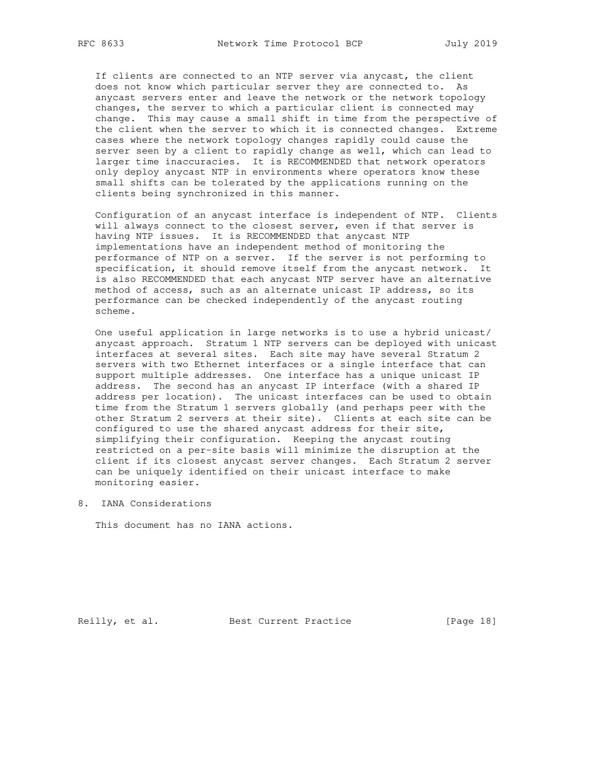If clients are connected to an NTP server via anycast, the client does not know which particular server they are connected to. As anycast servers enter and leave the network or the network topology changes, the server to which a particular client is connected may change. This may cause a small shift in time from the perspective of the client when the server to which it is connected changes. Extreme cases where the network topology changes rapidly could cause the server seen by a client to rapidly change as well, which can lead to larger time inaccuracies. It is RECOMMENDED that network operators only deploy anycast NTP in environments where operators know these small shifts can be tolerated by the applications running on the clients being synchronized in this manner.

Configuration of an anycast interface is independent of NTP. Clients will always connect to the closest server, even if that server is having NTP issues. It is RECOMMENDED that anycast NTP implementations have an independent method of monitoring the performance of NTP on a server. If the server is not performing to specification, it should remove itself from the anycast network. It is also RECOMMENDED that each anycast NTP server have an alternative method of access, such as an alternate unicast IP address, so its performance can be checked independently of the anycast routing scheme.

One useful application in large networks is to use a hybrid unicast/ anycast approach. Stratum 1 NTP servers can be deployed with unicast interfaces at several sites. Each site may have several Stratum 2 servers with two Ethernet interfaces or a single interface that can support multiple addresses. One interface has a unique unicast IP address. The second has an anycast IP interface (with a shared IP address per location). The unicast interfaces can be used to obtain time from the Stratum 1 servers globally (and perhaps peer with the other Stratum 2 servers at their site). Clients at each site can be configured to use the shared anycast address for their site, simplifying their configuration. Keeping the anycast routing restricted on a per-site basis will minimize the disruption at the client if its closest anycast server changes. Each Stratum 2 server can be uniquely identified on their unicast interface to make monitoring easier.

## 8. IANA Considerations

This document has no IANA actions.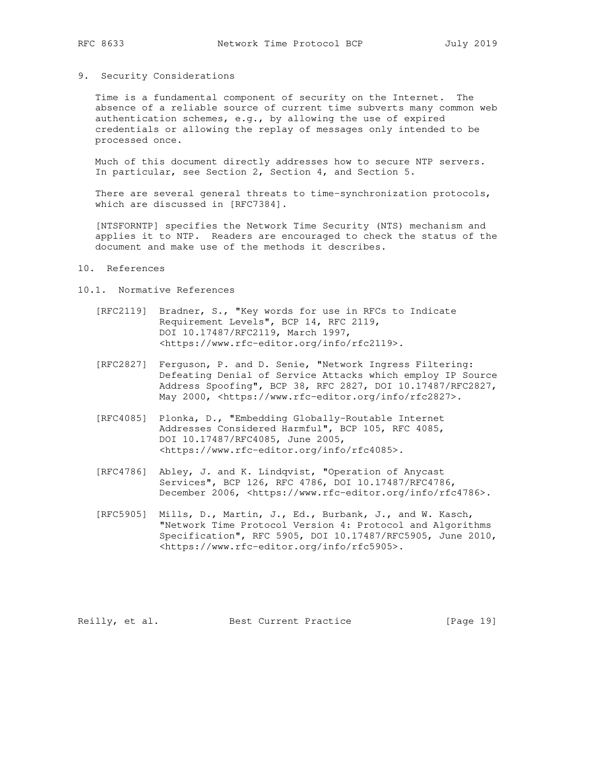## 9. Security Considerations

Time is a fundamental component of security on the Internet. The absence of a reliable source of current time subverts many common web authentication schemes, e.g., by allowing the use of expired credentials or allowing the replay of messages only intended to be processed once.

Much of this document directly addresses how to secure NTP servers. In particular, see Section 2, Section 4, and Section 5.

There are several general threats to time-synchronization protocols, which are discussed in [RFC7384].

[NTSFORNTP] specifies the Network Time Security (NTS) mechanism and applies it to NTP. Readers are encouraged to check the status of the document and make use of the methods it describes.

## 10. References

### 10.1. Normative References

[RFC2119] Bradner, S., "Key words for use in RFCs to Indicate Requirement Levels", BCP 14, RFC 2119, DOI 10.17487/RFC2119, March 1997, <https://www.rfc-editor.org/info/rfc2119>.

[RFC2827] Ferguson, P. and D. Senie, "Network Ingress Filtering: Defeating Denial of Service Attacks which employ IP Source Address Spoofing", BCP 38, RFC 2827, DOI 10.17487/RFC2827, May 2000, <https://www.rfc-editor.org/info/rfc2827>.

[RFC4085] Plonka, D., "Embedding Globally-Routable Internet Addresses Considered Harmful", BCP 105, RFC 4085, DOI 10.17487/RFC4085, June 2005, <https://www.rfc-editor.org/info/rfc4085>.

[RFC4786] Abley, J. and K. Lindqvist, "Operation of Anycast Services", BCP 126, RFC 4786, DOI 10.17487/RFC4786, December 2006, <https://www.rfc-editor.org/info/rfc4786>.

[RFC5905] Mills, D., Martin, J., Ed., Burbank, J., and W. Kasch, "Network Time Protocol Version 4: Protocol and Algorithms Specification", RFC 5905, DOI 10.17487/RFC5905, June 2010, <https://www.rfc-editor.org/info/rfc5905>.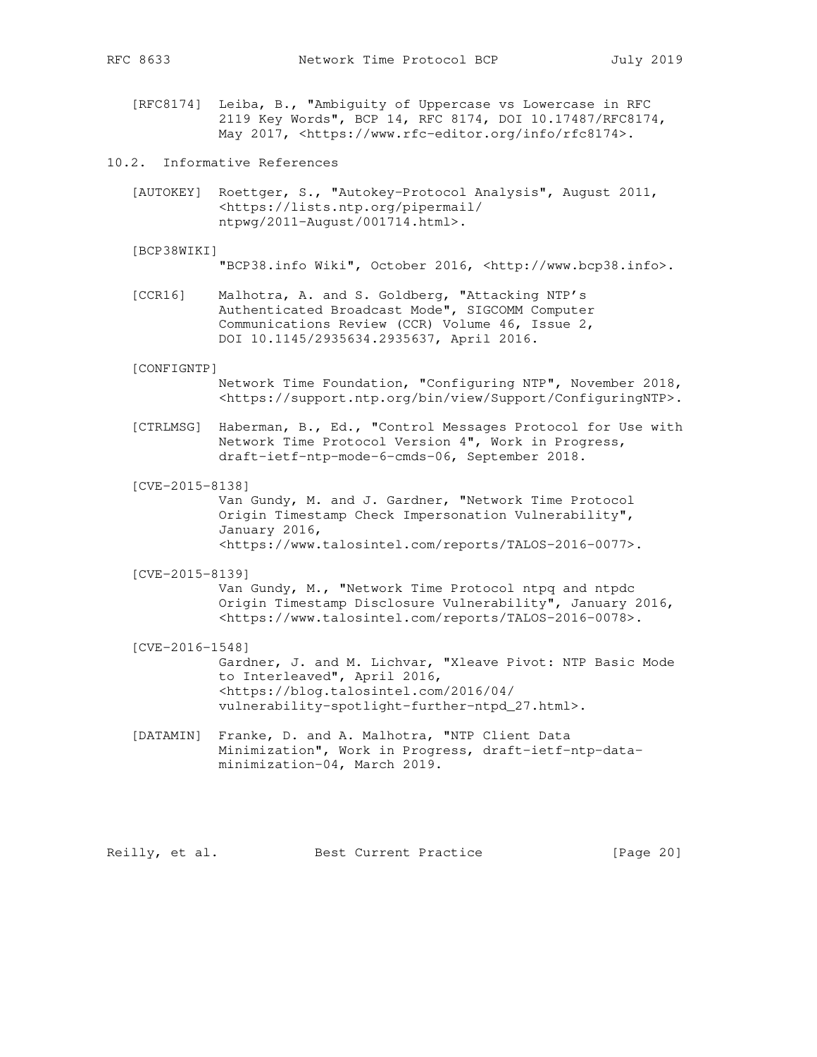[RFC8174] Leiba, B., "Ambiguity of Uppercase vs Lowercase in RFC 2119 Key Words", BCP 14, RFC 8174, DOI 10.17487/RFC8174, May 2017, <https://www.rfc-editor.org/info/rfc8174>.

### 10.2. Informative References

[AUTOKEY] Roettger, S., "Autokey-Protocol Analysis", August 2011, <https://lists.ntp.org/pipermail/ntpwg/2011-August/001714.html>.

[BCP38WIKI] "BCP38.info Wiki", October 2016, <http://www.bcp38.info>.

[CCR16] Malhotra, A. and S. Goldberg, "Attacking NTP's Authenticated Broadcast Mode", SIGCOMM Computer Communications Review (CCR) Volume 46, Issue 2, DOI 10.1145/2935634.2935637, April 2016.

[CONFIGNTP] Network Time Foundation, "Configuring NTP", November 2018, <https://support.ntp.org/bin/view/Support/ConfiguringNTP>.

[CTRLMSG] Haberman, B., Ed., "Control Messages Protocol for Use with Network Time Protocol Version 4", Work in Progress, draft-ietf-ntp-mode-6-cmds-06, September 2018.

[CVE-2015-8138] Van Gundy, M. and J. Gardner, "Network Time Protocol Origin Timestamp Check Impersonation Vulnerability", January 2016, <https://www.talosintel.com/reports/TALOS-2016-0077>.

[CVE-2015-8139] Van Gundy, M., "Network Time Protocol ntpq and ntpdc Origin Timestamp Disclosure Vulnerability", January 2016, <https://www.talosintel.com/reports/TALOS-2016-0078>.

[CVE-2016-1548] Gardner, J. and M. Lichvar, "Xleave Pivot: NTP Basic Mode to Interleaved", April 2016, <https://blog.talosintel.com/2016/04/vulnerability-spotlight-further-ntpd_27.html>.

[DATAMIN] Franke, D. and A. Malhotra, "NTP Client Data Minimization", Work in Progress, draft-ietf-ntp-data-minimization-04, March 2019.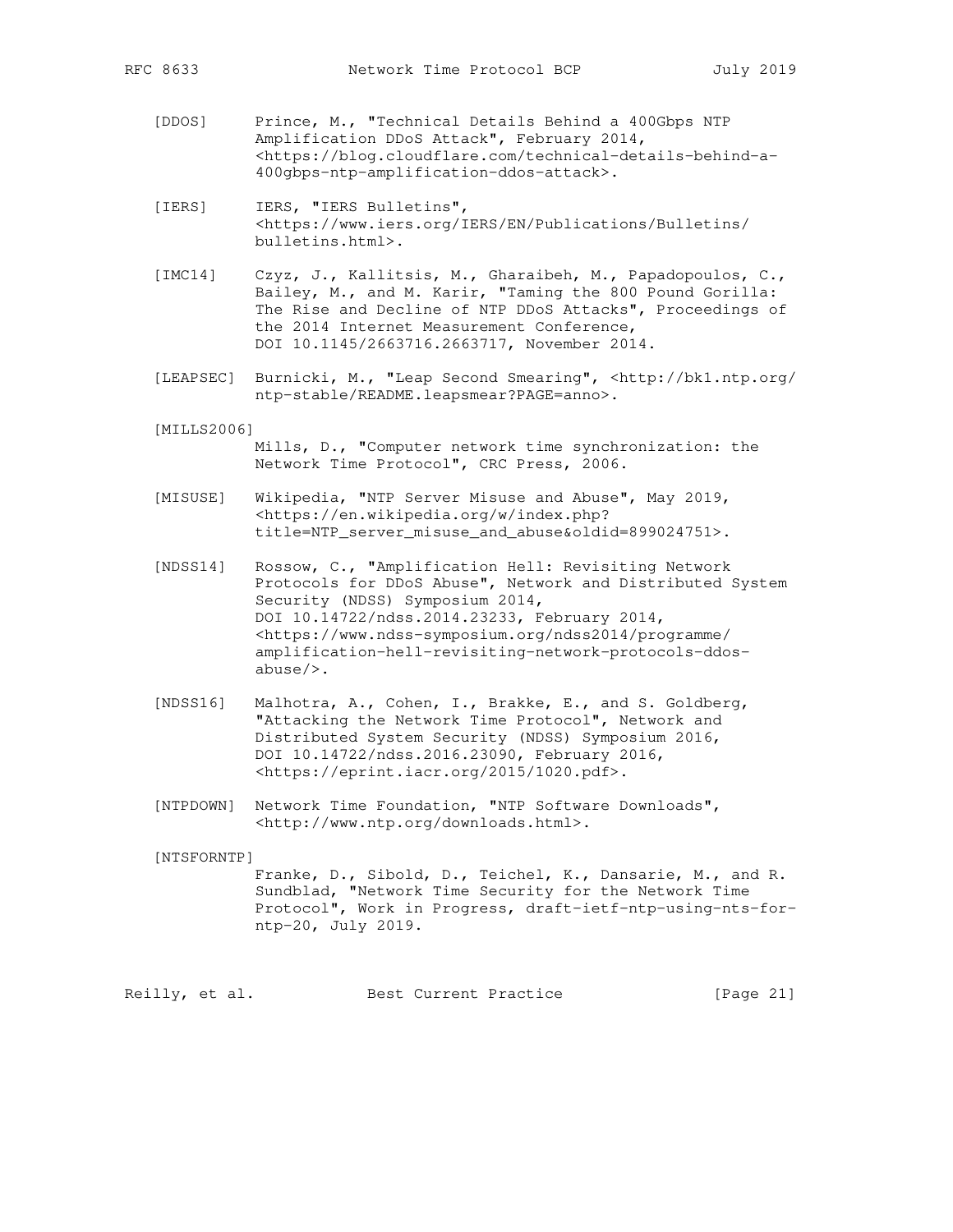[DDOS] Prince, M., "Technical Details Behind a 400Gbps NTP Amplification DDoS Attack", February 2014, <https://blog.cloudflare.com/technical-details-behind-a-400gbps-ntp-amplification-ddos-attack>.

[IERS] IERS, "IERS Bulletins", <https://www.iers.org/IERS/EN/Publications/Bulletins/bulletins.html>.

[IMC14] Czyz, J., Kallitsis, M., Gharaibeh, M., Papadopoulos, C., Bailey, M., and M. Karir, "Taming the 800 Pound Gorilla: The Rise and Decline of NTP DDoS Attacks", Proceedings of the 2014 Internet Measurement Conference, DOI 10.1145/2663716.2663717, November 2014.

[LEAPSEC] Burnicki, M., "Leap Second Smearing", <http://bk1.ntp.org/ntp-stable/README.leapsmear?PAGE=anno>.

[MILLS2006] Mills, D., "Computer network time synchronization: the Network Time Protocol", CRC Press, 2006.

[MISUSE] Wikipedia, "NTP Server Misuse and Abuse", May 2019, <https://en.wikipedia.org/w/index.php?title=NTP_server_misuse_and_abuse&oldid=899024751>.

[NDSS14] Rossow, C., "Amplification Hell: Revisiting Network Protocols for DDoS Abuse", Network and Distributed System Security (NDSS) Symposium 2014, DOI 10.14722/ndss.2014.23233, February 2014, <https://www.ndss-symposium.org/ndss2014/programme/amplification-hell-revisiting-network-protocols-ddos-abuse/>.

[NDSS16] Malhotra, A., Cohen, I., Brakke, E., and S. Goldberg, "Attacking the Network Time Protocol", Network and Distributed System Security (NDSS) Symposium 2016, DOI 10.14722/ndss.2016.23090, February 2016, <https://eprint.iacr.org/2015/1020.pdf>.

[NTPDOWN] Network Time Foundation, "NTP Software Downloads", <http://www.ntp.org/downloads.html>.

[NTSFORNTP] Franke, D., Sibold, D., Teichel, K., Dansarie, M., and R. Sundblad, "Network Time Security for the Network Time Protocol", Work in Progress, draft-ietf-ntp-using-nts-for-ntp-20, July 2019.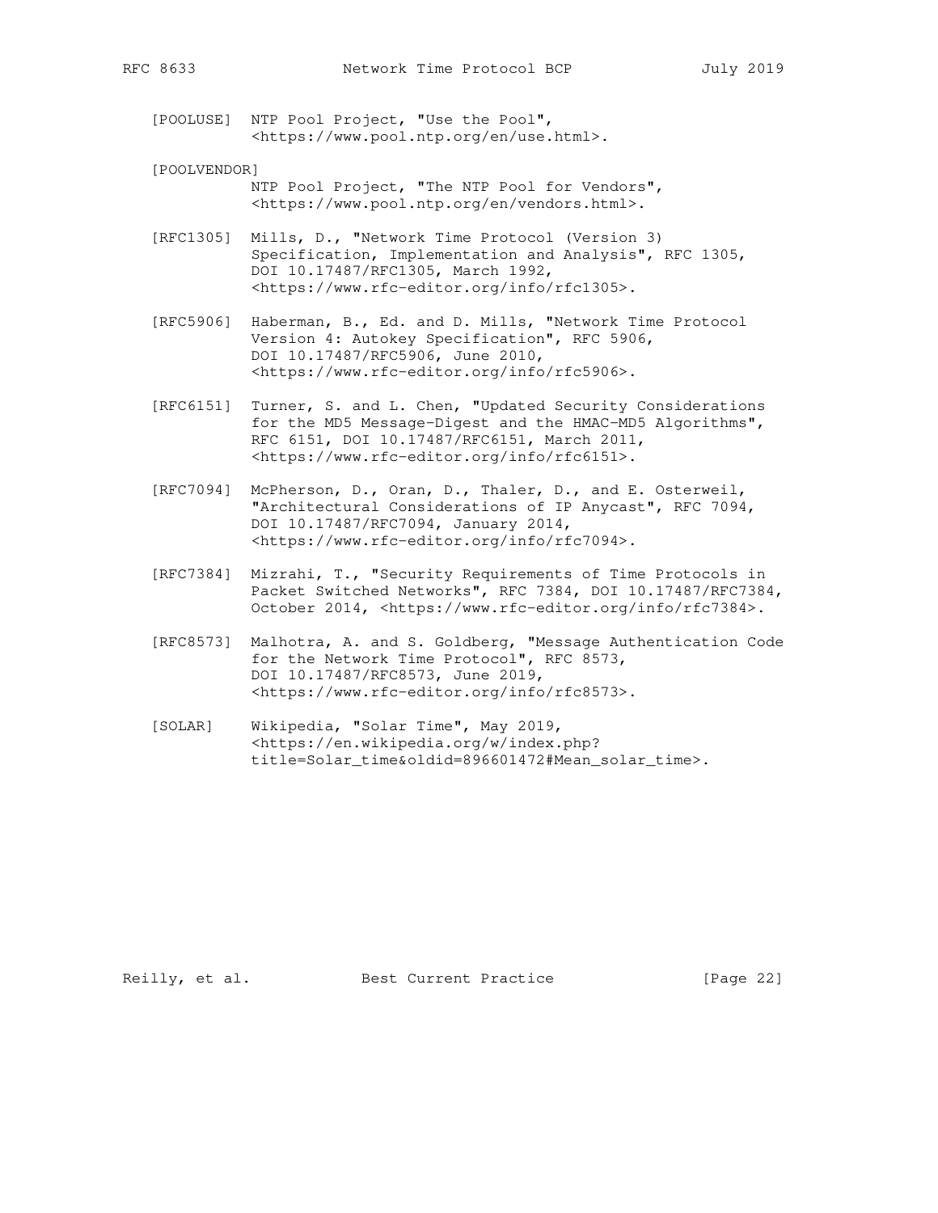[POOLUSE] NTP Pool Project, "Use the Pool", <https://www.pool.ntp.org/en/use.html>.

[POOLVENDOR] NTP Pool Project, "The NTP Pool for Vendors", <https://www.pool.ntp.org/en/vendors.html>.

[RFC1305] Mills, D., "Network Time Protocol (Version 3) Specification, Implementation and Analysis", RFC 1305, DOI 10.17487/RFC1305, March 1992, <https://www.rfc-editor.org/info/rfc1305>.

[RFC5906] Haberman, B., Ed. and D. Mills, "Network Time Protocol Version 4: Autokey Specification", RFC 5906, DOI 10.17487/RFC5906, June 2010, <https://www.rfc-editor.org/info/rfc5906>.

[RFC6151] Turner, S. and L. Chen, "Updated Security Considerations for the MD5 Message-Digest and the HMAC-MD5 Algorithms", RFC 6151, DOI 10.17487/RFC6151, March 2011, <https://www.rfc-editor.org/info/rfc6151>.

[RFC7094] McPherson, D., Oran, D., Thaler, D., and E. Osterweil, "Architectural Considerations of IP Anycast", RFC 7094, DOI 10.17487/RFC7094, January 2014, <https://www.rfc-editor.org/info/rfc7094>.

[RFC7384] Mizrahi, T., "Security Requirements of Time Protocols in Packet Switched Networks", RFC 7384, DOI 10.17487/RFC7384, October 2014, <https://www.rfc-editor.org/info/rfc7384>.

[RFC8573] Malhotra, A. and S. Goldberg, "Message Authentication Code for the Network Time Protocol", RFC 8573, DOI 10.17487/RFC8573, June 2019, <https://www.rfc-editor.org/info/rfc8573>.

[SOLAR] Wikipedia, "Solar Time", May 2019, <https://en.wikipedia.org/w/index.php?title=Solar_time&oldid=896601472#Mean_solar_time>.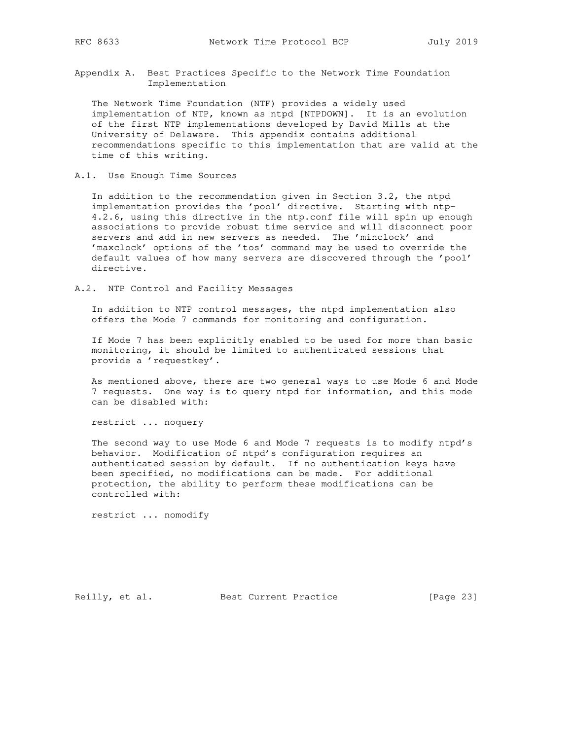# Appendix A. Best Practices Specific to the Network Time Foundation Implementation

The Network Time Foundation (NTF) provides a widely used implementation of NTP, known as ntpd [NTPDOWN]. It is an evolution of the first NTP implementations developed by David Mills at the University of Delaware. This appendix contains additional recommendations specific to this implementation that are valid at the time of this writing.

## A.1. Use Enough Time Sources

In addition to the recommendation given in Section 3.2, the ntpd implementation provides the 'pool' directive. Starting with ntp-4.2.6, using this directive in the ntp.conf file will spin up enough associations to provide robust time service and will disconnect poor servers and add in new servers as needed. The 'minclock' and 'maxclock' options of the 'tos' command may be used to override the default values of how many servers are discovered through the 'pool' directive.

## A.2. NTP Control and Facility Messages

In addition to NTP control messages, the ntpd implementation also offers the Mode 7 commands for monitoring and configuration.

If Mode 7 has been explicitly enabled to be used for more than basic monitoring, it should be limited to authenticated sessions that provide a 'requestkey'.

As mentioned above, there are two general ways to use Mode 6 and Mode 7 requests. One way is to query ntpd for information, and this mode can be disabled with:

```
restrict ... noquery
```

The second way to use Mode 6 and Mode 7 requests is to modify ntpd's behavior. Modification of ntpd's configuration requires an authenticated session by default. If no authentication keys have been specified, no modifications can be made. For additional protection, the ability to perform these modifications can be controlled with:

```
restrict ... nomodify
```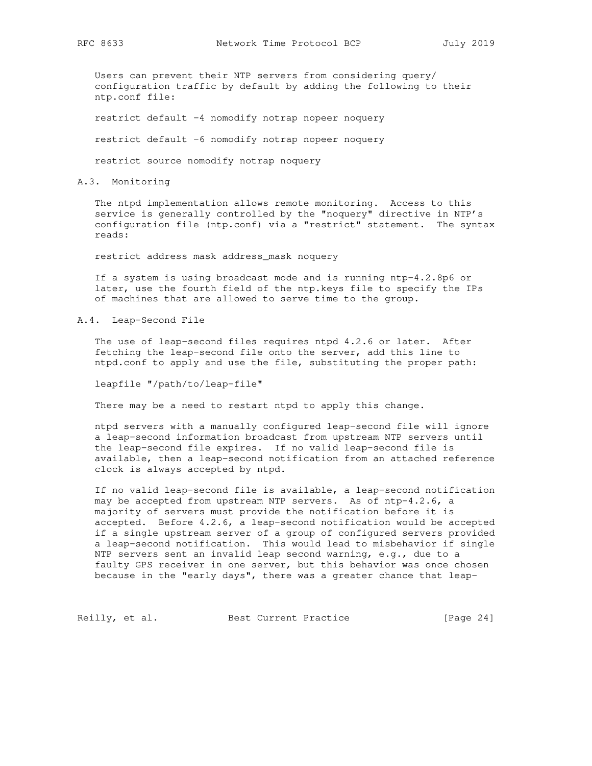Users can prevent their NTP servers from considering query/configuration traffic by default by adding the following to their ntp.conf file:

```
restrict default -4 nomodify notrap nopeer noquery

restrict default -6 nomodify notrap nopeer noquery

restrict source nomodify notrap noquery
```

### A.3. Monitoring

The ntpd implementation allows remote monitoring. Access to this service is generally controlled by the "noquery" directive in NTP's configuration file (ntp.conf) via a "restrict" statement. The syntax reads:

```
restrict address mask address_mask noquery
```

If a system is using broadcast mode and is running ntp-4.2.8p6 or later, use the fourth field of the ntp.keys file to specify the IPs of machines that are allowed to serve time to the group.

### A.4. Leap-Second File

The use of leap-second files requires ntpd 4.2.6 or later. After fetching the leap-second file onto the server, add this line to ntpd.conf to apply and use the file, substituting the proper path:

```
leapfile "/path/to/leap-file"
```

There may be a need to restart ntpd to apply this change.

ntpd servers with a manually configured leap-second file will ignore a leap-second information broadcast from upstream NTP servers until the leap-second file expires. If no valid leap-second file is available, then a leap-second notification from an attached reference clock is always accepted by ntpd.

If no valid leap-second file is available, a leap-second notification may be accepted from upstream NTP servers. As of ntp-4.2.6, a majority of servers must provide the notification before it is accepted. Before 4.2.6, a leap-second notification would be accepted if a single upstream server of a group of configured servers provided a leap-second notification. This would lead to misbehavior if single NTP servers sent an invalid leap second warning, e.g., due to a faulty GPS receiver in one server, but this behavior was once chosen because in the "early days", there was a greater chance that leap-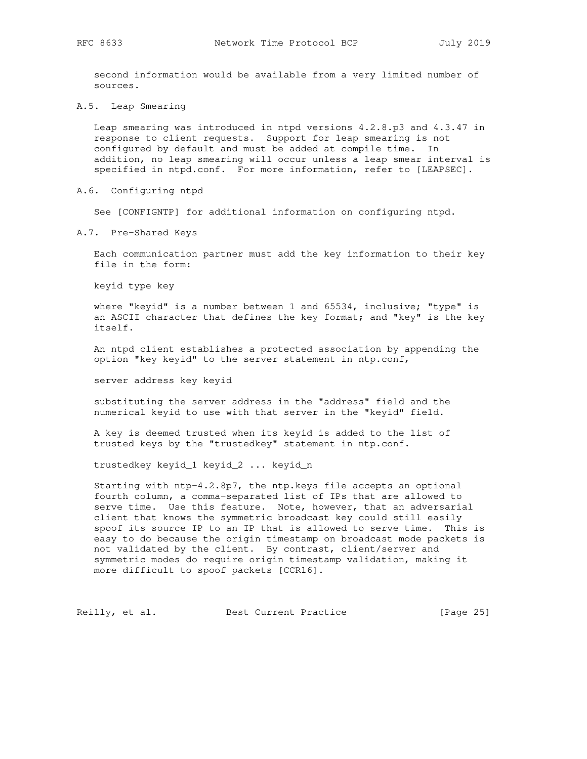second information would be available from a very limited number of sources.

### A.5. Leap Smearing

Leap smearing was introduced in ntpd versions 4.2.8.p3 and 4.3.47 in response to client requests. Support for leap smearing is not configured by default and must be added at compile time. In addition, no leap smearing will occur unless a leap smear interval is specified in ntpd.conf. For more information, refer to [LEAPSEC].

### A.6. Configuring ntpd

See [CONFIGNTP] for additional information on configuring ntpd.

### A.7. Pre-Shared Keys

Each communication partner must add the key information to their key file in the form:

```
keyid type key
```

where "keyid" is a number between 1 and 65534, inclusive; "type" is an ASCII character that defines the key format; and "key" is the key itself.

An ntpd client establishes a protected association by appending the option "key keyid" to the server statement in ntp.conf,

```
server address key keyid
```

substituting the server address in the "address" field and the numerical keyid to use with that server in the "keyid" field.

A key is deemed trusted when its keyid is added to the list of trusted keys by the "trustedkey" statement in ntp.conf.

```
trustedkey keyid_1 keyid_2 ... keyid_n
```

Starting with ntp-4.2.8p7, the ntp.keys file accepts an optional fourth column, a comma-separated list of IPs that are allowed to serve time. Use this feature. Note, however, that an adversarial client that knows the symmetric broadcast key could still easily spoof its source IP to an IP that is allowed to serve time. This is easy to do because the origin timestamp on broadcast mode packets is not validated by the client. By contrast, client/server and symmetric modes do require origin timestamp validation, making it more difficult to spoof packets [CCR16].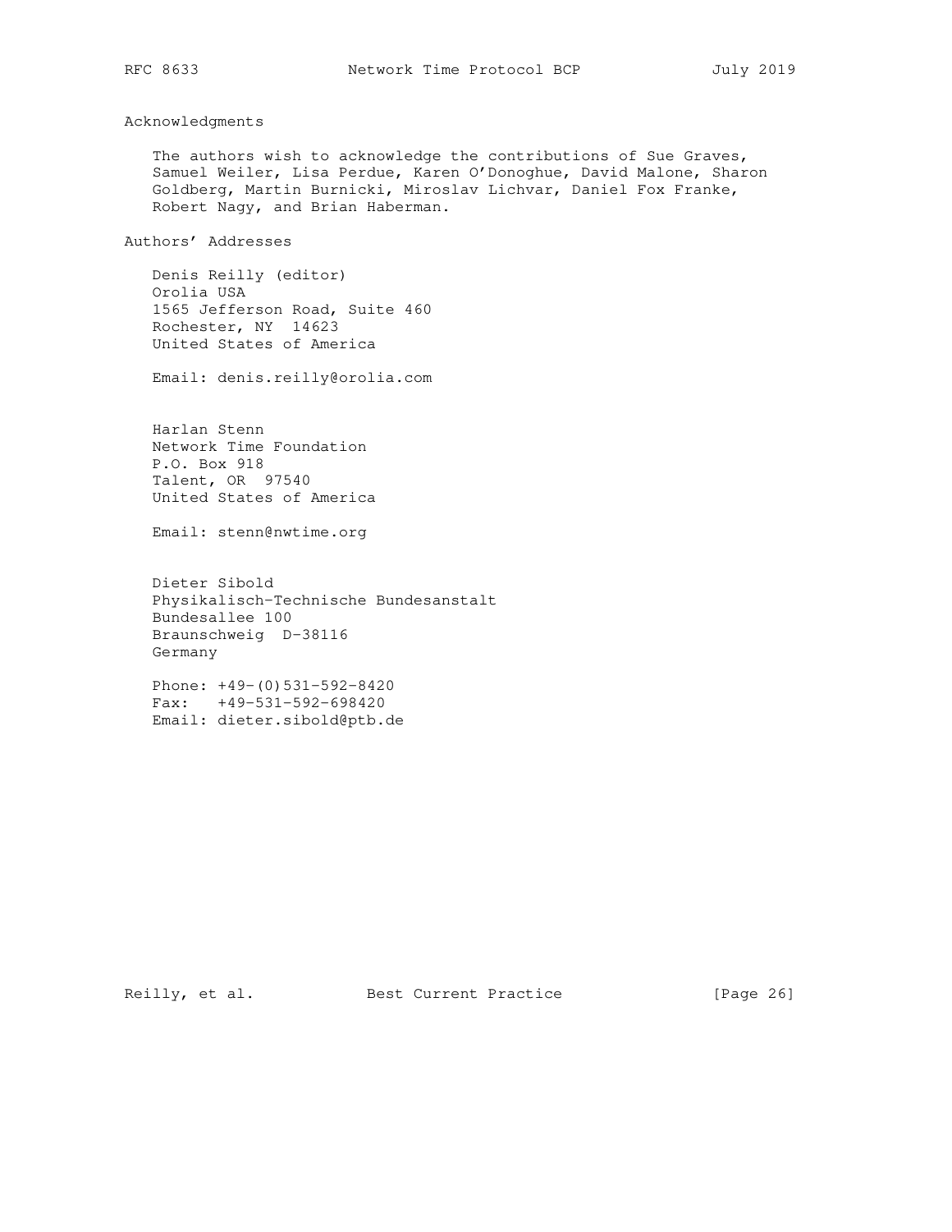## Acknowledgments

The authors wish to acknowledge the contributions of Sue Graves, Samuel Weiler, Lisa Perdue, Karen O'Donoghue, David Malone, Sharon Goldberg, Martin Burnicki, Miroslav Lichvar, Daniel Fox Franke, Robert Nagy, and Brian Haberman.

## Authors' Addresses

Denis Reilly (editor)
Orolia USA
1565 Jefferson Road, Suite 460
Rochester, NY 14623
United States of America

Email: denis.reilly@orolia.com

Harlan Stenn
Network Time Foundation
P.O. Box 918
Talent, OR 97540
United States of America

Email: stenn@nwtime.org

Dieter Sibold
Physikalisch-Technische Bundesanstalt
Bundesallee 100
Braunschweig D-38116
Germany

Phone: +49-(0)531-592-8420
Fax: +49-531-592-698420
Email: dieter.sibold@ptb.de